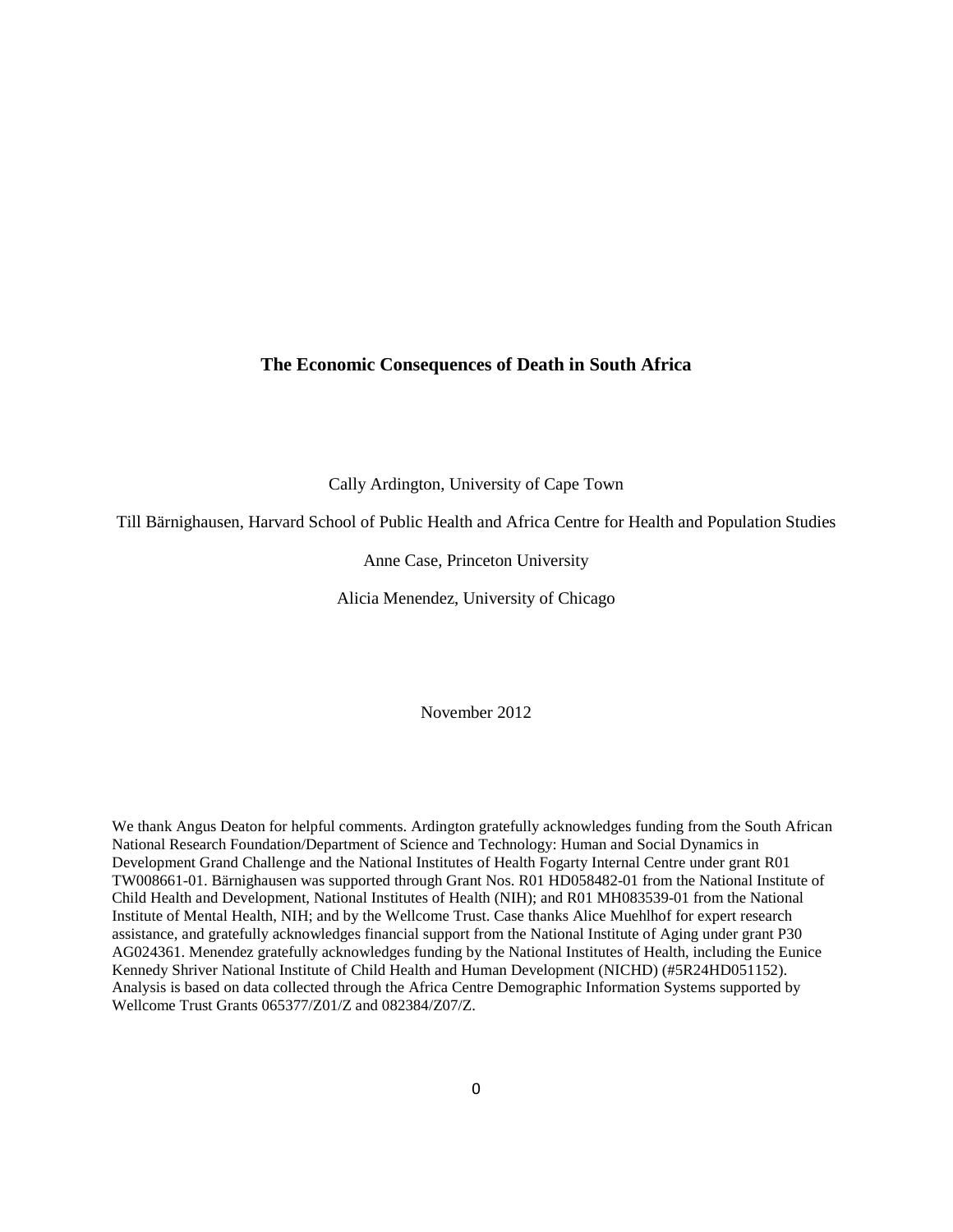# The Economic Consequences of Death in South Africa

Cally Ardington, University of Cape Town

Till Bärnighausen, Harvard School of Public Health and Africa Centre for Health and Population Studies

Anne Case, Princeton University

Alicia Menendez, University of Chicago

November 2012

We thank Angus Deaton for helpful comments. Ardington gratefully acknowledges funding from the South African National Research Foundation/Department of Science and Technology: Human and Social Dynamics in Development Grand Challenge and the National Institutes of Health Fogarty Internal Centre under grant R01 TW008661-01. Bärnighausen was supported through Grant Nos. R01 HD058482-01 from the National Institute of Child Health and Development, National Institutes of Health (NIH); and R01 MH083539-01 from the National Institute of Mental Health, NIH; and by the Wellcome Trust. Case thanks Alice Muehlhof for expert research assistance, and gratefully acknowledges financial support from the National Institute of Aging under grant P30 AG024361. Menendez gratefully acknowledges funding by the National Institutes of Health, including the Eunice Kennedy Shriver National Institute of Child Health and Human Development (NICHD) (#5R24HD051152). Analysis is based on data collected through the Africa Centre Demographic Information Systems supported by Wellcome Trust Grants 065377/Z01/Z and 082384/Z07/Z.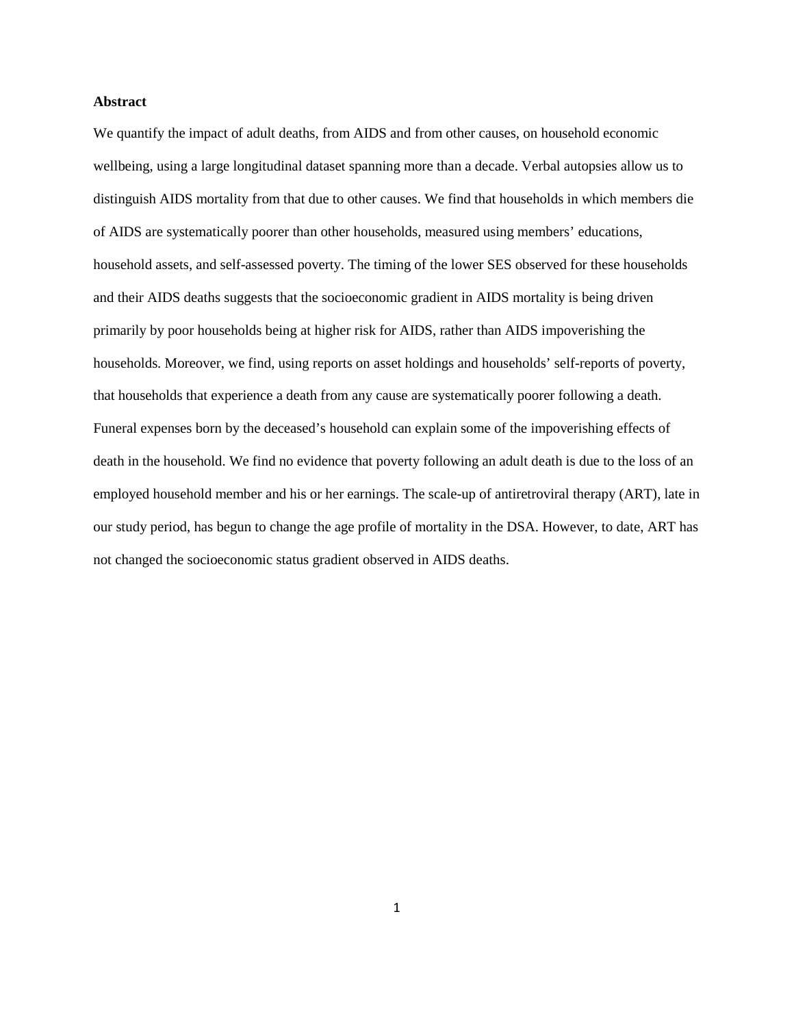**Abstract**

We quantify the impact of adult deaths, from AIDS and from other causes, on household economic wellbeing, using a large longitudinal dataset spanning more than a decade. Verbal autopsies allow us to distinguish AIDS mortality from that due to other causes. We find that households in which members die of AIDS are systematically poorer than other households, measured using members' educations, household assets, and self-assessed poverty. The timing of the lower SES observed for these households and their AIDS deaths suggests that the socioeconomic gradient in AIDS mortality is being driven primarily by poor households being at higher risk for AIDS, rather than AIDS impoverishing the households. Moreover, we find, using reports on asset holdings and households' self-reports of poverty, that households that experience a death from any cause are systematically poorer following a death. Funeral expenses born by the deceased's household can explain some of the impoverishing effects of death in the household. We find no evidence that poverty following an adult death is due to the loss of an employed household member and his or her earnings. The scale-up of antiretroviral therapy (ART), late in our study period, has begun to change the age profile of mortality in the DSA. However, to date, ART has not changed the socioeconomic status gradient observed in AIDS deaths.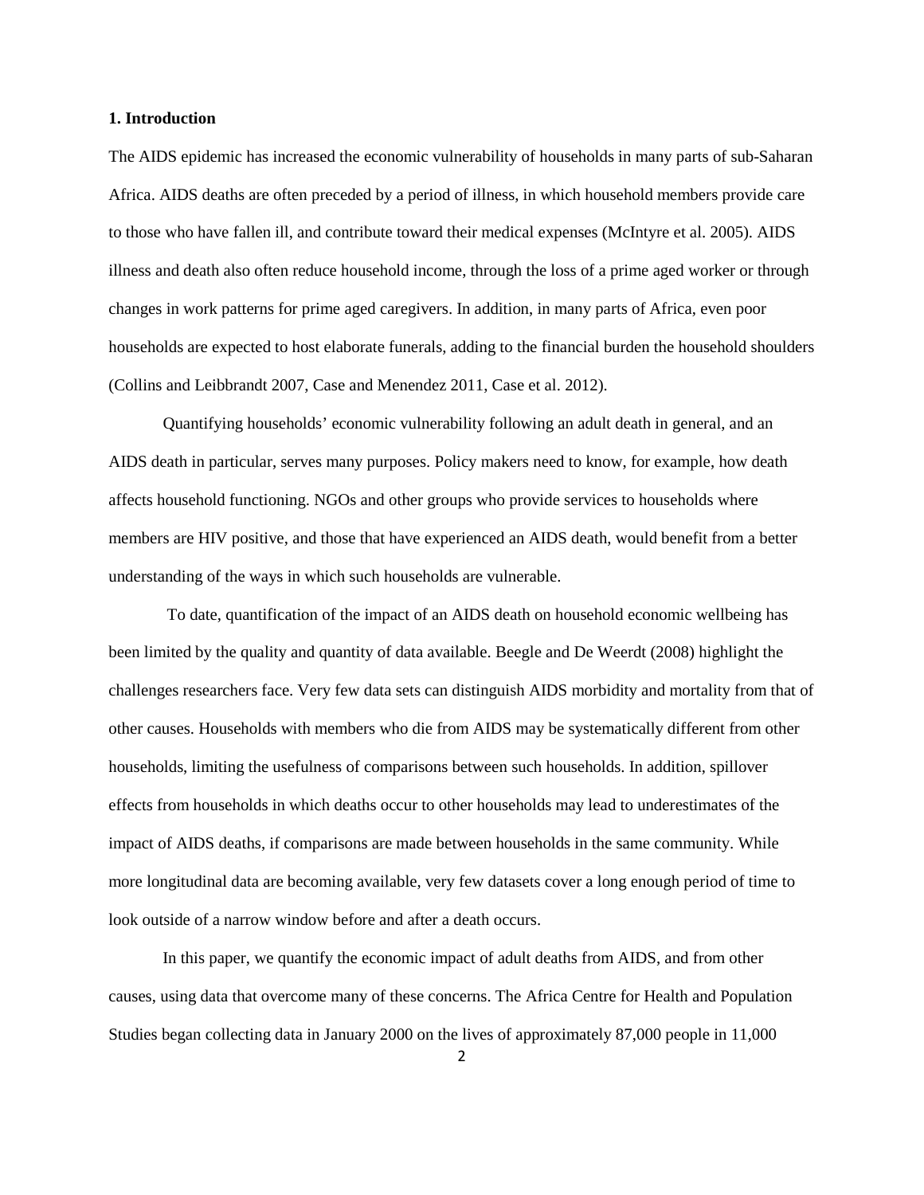## 1. Introduction

The AIDS epidemic has increased the economic vulnerability of households in many parts of sub-Saharan Africa. AIDS deaths are often preceded by a period of illness, in which household members provide care to those who have fallen ill, and contribute toward their medical expenses (McIntyre et al. 2005). AIDS illness and death also often reduce household income, through the loss of a prime aged worker or through changes in work patterns for prime aged caregivers. In addition, in many parts of Africa, even poor households are expected to host elaborate funerals, adding to the financial burden the household shoulders (Collins and Leibbrandt 2007, Case and Menendez 2011, Case et al. 2012).

Quantifying households' economic vulnerability following an adult death in general, and an AIDS death in particular, serves many purposes. Policy makers need to know, for example, how death affects household functioning. NGOs and other groups who provide services to households where members are HIV positive, and those that have experienced an AIDS death, would benefit from a better understanding of the ways in which such households are vulnerable.

To date, quantification of the impact of an AIDS death on household economic wellbeing has been limited by the quality and quantity of data available. Beegle and De Weerdt (2008) highlight the challenges researchers face. Very few data sets can distinguish AIDS morbidity and mortality from that of other causes. Households with members who die from AIDS may be systematically different from other households, limiting the usefulness of comparisons between such households. In addition, spillover effects from households in which deaths occur to other households may lead to underestimates of the impact of AIDS deaths, if comparisons are made between households in the same community. While more longitudinal data are becoming available, very few datasets cover a long enough period of time to look outside of a narrow window before and after a death occurs.

In this paper, we quantify the economic impact of adult deaths from AIDS, and from other causes, using data that overcome many of these concerns. The Africa Centre for Health and Population Studies began collecting data in January 2000 on the lives of approximately 87,000 people in 11,000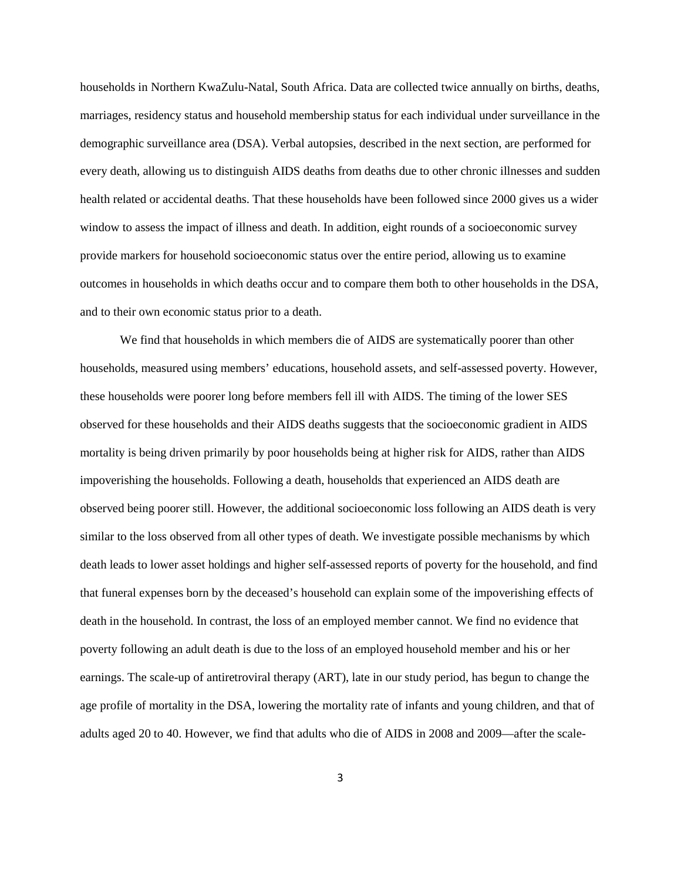households in Northern KwaZulu-Natal, South Africa. Data are collected twice annually on births, deaths, marriages, residency status and household membership status for each individual under surveillance in the demographic surveillance area (DSA). Verbal autopsies, described in the next section, are performed for every death, allowing us to distinguish AIDS deaths from deaths due to other chronic illnesses and sudden health related or accidental deaths. That these households have been followed since 2000 gives us a wider window to assess the impact of illness and death. In addition, eight rounds of a socioeconomic survey provide markers for household socioeconomic status over the entire period, allowing us to examine outcomes in households in which deaths occur and to compare them both to other households in the DSA, and to their own economic status prior to a death.

We find that households in which members die of AIDS are systematically poorer than other households, measured using members' educations, household assets, and self-assessed poverty. However, these households were poorer long before members fell ill with AIDS. The timing of the lower SES observed for these households and their AIDS deaths suggests that the socioeconomic gradient in AIDS mortality is being driven primarily by poor households being at higher risk for AIDS, rather than AIDS impoverishing the households. Following a death, households that experienced an AIDS death are observed being poorer still. However, the additional socioeconomic loss following an AIDS death is very similar to the loss observed from all other types of death. We investigate possible mechanisms by which death leads to lower asset holdings and higher self-assessed reports of poverty for the household, and find that funeral expenses born by the deceased's household can explain some of the impoverishing effects of death in the household. In contrast, the loss of an employed member cannot. We find no evidence that poverty following an adult death is due to the loss of an employed household member and his or her earnings. The scale-up of antiretroviral therapy (ART), late in our study period, has begun to change the age profile of mortality in the DSA, lowering the mortality rate of infants and young children, and that of adults aged 20 to 40. However, we find that adults who die of AIDS in 2008 and 2009—after the scale-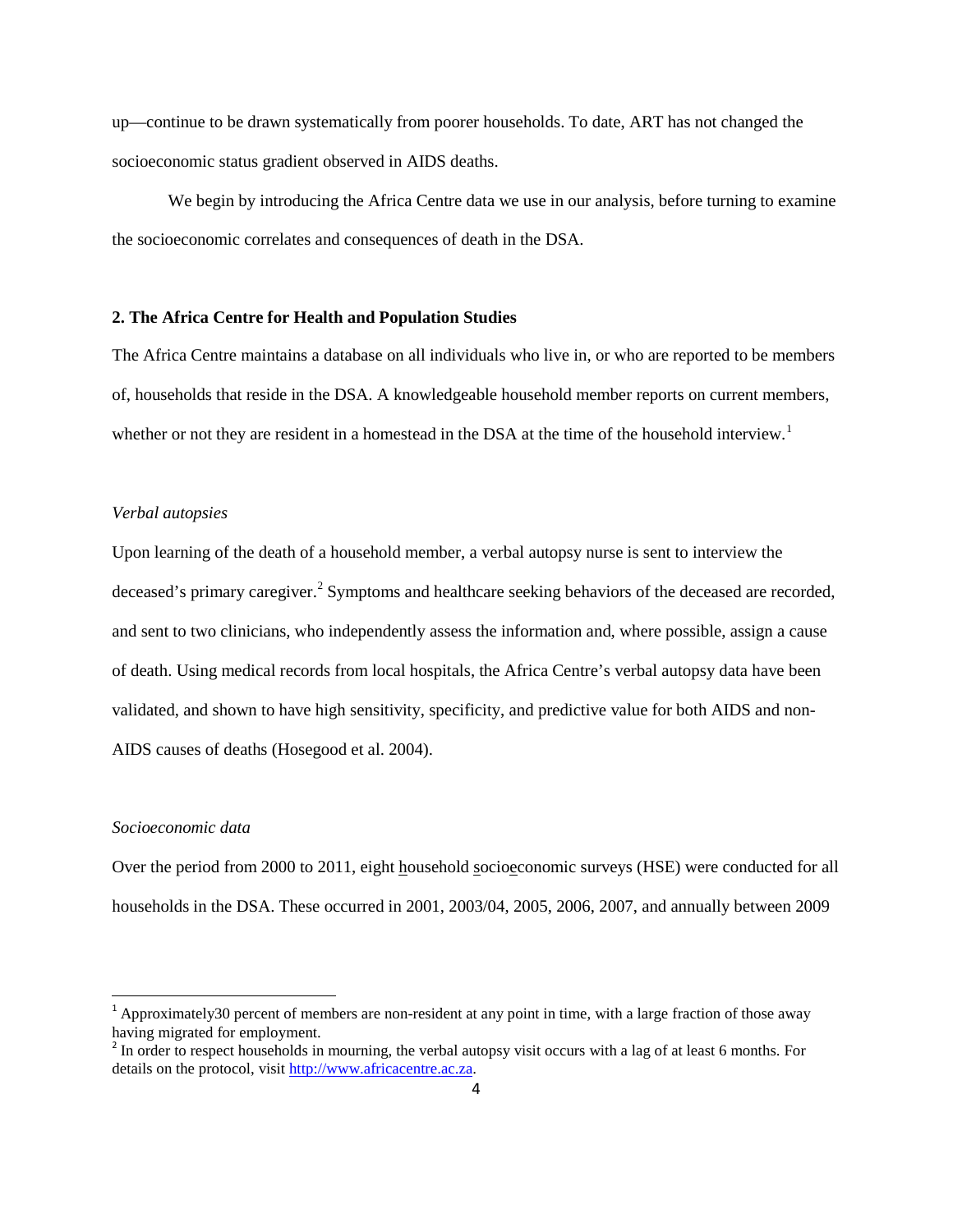up—continue to be drawn systematically from poorer households. To date, ART has not changed the socioeconomic status gradient observed in AIDS deaths.

We begin by introducing the Africa Centre data we use in our analysis, before turning to examine the socioeconomic correlates and consequences of death in the DSA.

## 2. The Africa Centre for Health and Population Studies

The Africa Centre maintains a database on all individuals who live in, or who are reported to be members of, households that reside in the DSA. A knowledgeable household member reports on current members, whether or not they are resident in a homestead in the DSA at the time of the household interview.[1]

### *Verbal autopsies*

Upon learning of the death of a household member, a verbal autopsy nurse is sent to interview the deceased's primary caregiver.[2] Symptoms and healthcare seeking behaviors of the deceased are recorded, and sent to two clinicians, who independently assess the information and, where possible, assign a cause of death. Using medical records from local hospitals, the Africa Centre's verbal autopsy data have been validated, and shown to have high sensitivity, specificity, and predictive value for both AIDS and non-AIDS causes of deaths (Hosegood et al. 2004).

### *Socioeconomic data*

Over the period from 2000 to 2011, eight household socioeconomic surveys (HSE) were conducted for all households in the DSA. These occurred in 2001, 2003/04, 2005, 2006, 2007, and annually between 2009

---

[1] Approximately30 percent of members are non-resident at any point in time, with a large fraction of those away having migrated for employment.

[2] In order to respect households in mourning, the verbal autopsy visit occurs with a lag of at least 6 months. For details on the protocol, visit http://www.africacentre.ac.za.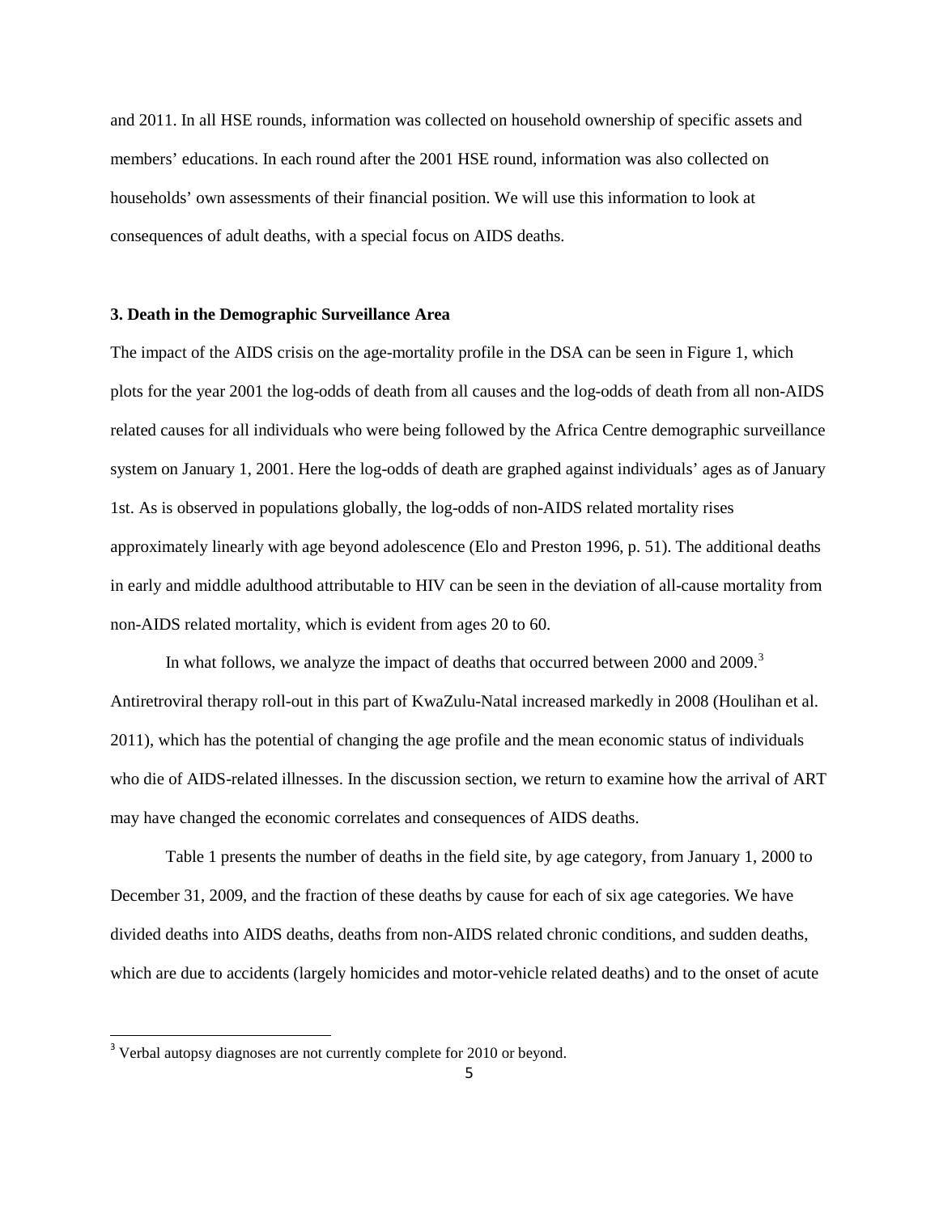and 2011. In all HSE rounds, information was collected on household ownership of specific assets and members' educations. In each round after the 2001 HSE round, information was also collected on households' own assessments of their financial position. We will use this information to look at consequences of adult deaths, with a special focus on AIDS deaths.

### 3. Death in the Demographic Surveillance Area

The impact of the AIDS crisis on the age-mortality profile in the DSA can be seen in Figure 1, which plots for the year 2001 the log-odds of death from all causes and the log-odds of death from all non-AIDS related causes for all individuals who were being followed by the Africa Centre demographic surveillance system on January 1, 2001. Here the log-odds of death are graphed against individuals' ages as of January 1st. As is observed in populations globally, the log-odds of non-AIDS related mortality rises approximately linearly with age beyond adolescence (Elo and Preston 1996, p. 51). The additional deaths in early and middle adulthood attributable to HIV can be seen in the deviation of all-cause mortality from non-AIDS related mortality, which is evident from ages 20 to 60.

In what follows, we analyze the impact of deaths that occurred between 2000 and 2009.[3] Antiretroviral therapy roll-out in this part of KwaZulu-Natal increased markedly in 2008 (Houlihan et al. 2011), which has the potential of changing the age profile and the mean economic status of individuals who die of AIDS-related illnesses. In the discussion section, we return to examine how the arrival of ART may have changed the economic correlates and consequences of AIDS deaths.

Table 1 presents the number of deaths in the field site, by age category, from January 1, 2000 to December 31, 2009, and the fraction of these deaths by cause for each of six age categories. We have divided deaths into AIDS deaths, deaths from non-AIDS related chronic conditions, and sudden deaths, which are due to accidents (largely homicides and motor-vehicle related deaths) and to the onset of acute

[3] Verbal autopsy diagnoses are not currently complete for 2010 or beyond.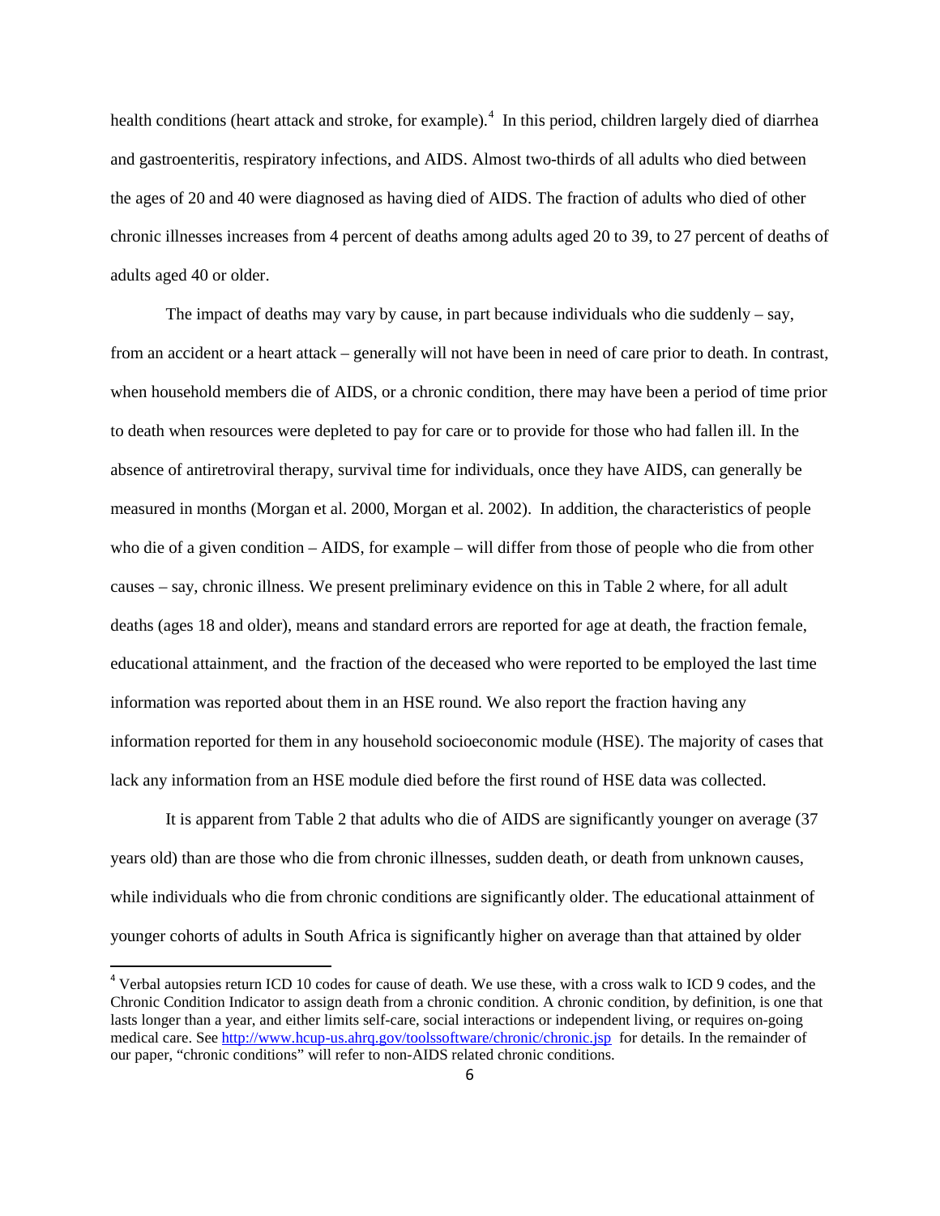health conditions (heart attack and stroke, for example).[4] In this period, children largely died of diarrhea and gastroenteritis, respiratory infections, and AIDS. Almost two-thirds of all adults who died between the ages of 20 and 40 were diagnosed as having died of AIDS. The fraction of adults who died of other chronic illnesses increases from 4 percent of deaths among adults aged 20 to 39, to 27 percent of deaths of adults aged 40 or older.

The impact of deaths may vary by cause, in part because individuals who die suddenly – say, from an accident or a heart attack – generally will not have been in need of care prior to death. In contrast, when household members die of AIDS, or a chronic condition, there may have been a period of time prior to death when resources were depleted to pay for care or to provide for those who had fallen ill. In the absence of antiretroviral therapy, survival time for individuals, once they have AIDS, can generally be measured in months (Morgan et al. 2000, Morgan et al. 2002). In addition, the characteristics of people who die of a given condition – AIDS, for example – will differ from those of people who die from other causes – say, chronic illness. We present preliminary evidence on this in Table 2 where, for all adult deaths (ages 18 and older), means and standard errors are reported for age at death, the fraction female, educational attainment, and the fraction of the deceased who were reported to be employed the last time information was reported about them in an HSE round. We also report the fraction having any information reported for them in any household socioeconomic module (HSE). The majority of cases that lack any information from an HSE module died before the first round of HSE data was collected.

It is apparent from Table 2 that adults who die of AIDS are significantly younger on average (37 years old) than are those who die from chronic illnesses, sudden death, or death from unknown causes, while individuals who die from chronic conditions are significantly older. The educational attainment of younger cohorts of adults in South Africa is significantly higher on average than that attained by older

[4] Verbal autopsies return ICD 10 codes for cause of death. We use these, with a cross walk to ICD 9 codes, and the Chronic Condition Indicator to assign death from a chronic condition. A chronic condition, by definition, is one that lasts longer than a year, and either limits self-care, social interactions or independent living, or requires on-going medical care. See http://www.hcup-us.ahrq.gov/toolssoftware/chronic/chronic.jsp for details. In the remainder of our paper, "chronic conditions" will refer to non-AIDS related chronic conditions.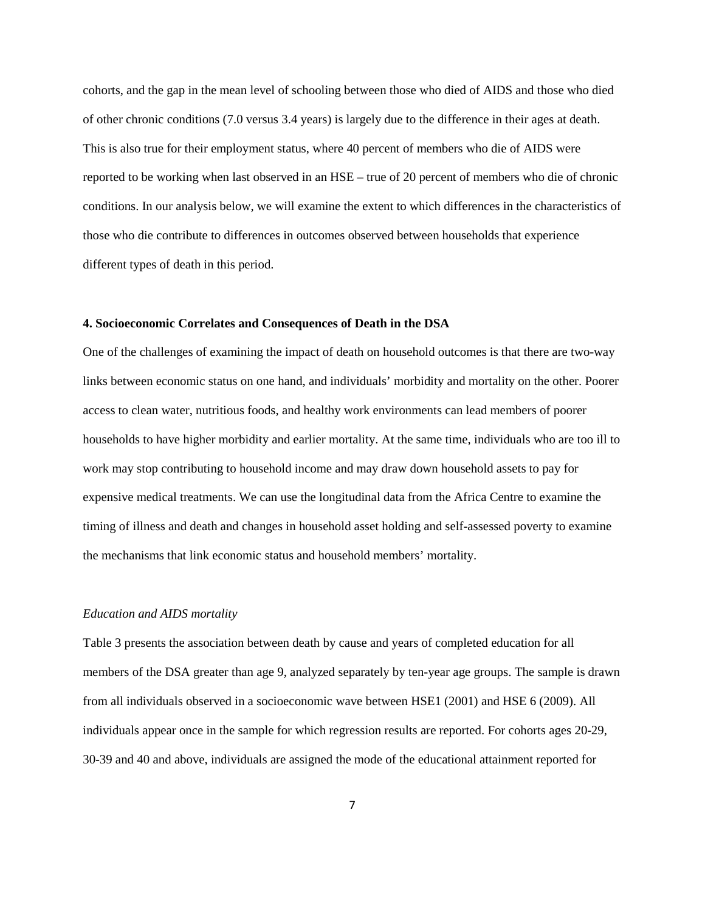cohorts, and the gap in the mean level of schooling between those who died of AIDS and those who died of other chronic conditions (7.0 versus 3.4 years) is largely due to the difference in their ages at death. This is also true for their employment status, where 40 percent of members who die of AIDS were reported to be working when last observed in an HSE – true of 20 percent of members who die of chronic conditions. In our analysis below, we will examine the extent to which differences in the characteristics of those who die contribute to differences in outcomes observed between households that experience different types of death in this period.

## 4. Socioeconomic Correlates and Consequences of Death in the DSA

One of the challenges of examining the impact of death on household outcomes is that there are two-way links between economic status on one hand, and individuals' morbidity and mortality on the other. Poorer access to clean water, nutritious foods, and healthy work environments can lead members of poorer households to have higher morbidity and earlier mortality. At the same time, individuals who are too ill to work may stop contributing to household income and may draw down household assets to pay for expensive medical treatments. We can use the longitudinal data from the Africa Centre to examine the timing of illness and death and changes in household asset holding and self-assessed poverty to examine the mechanisms that link economic status and household members' mortality.

### *Education and AIDS mortality*

Table 3 presents the association between death by cause and years of completed education for all members of the DSA greater than age 9, analyzed separately by ten-year age groups. The sample is drawn from all individuals observed in a socioeconomic wave between HSE1 (2001) and HSE 6 (2009). All individuals appear once in the sample for which regression results are reported. For cohorts ages 20-29, 30-39 and 40 and above, individuals are assigned the mode of the educational attainment reported for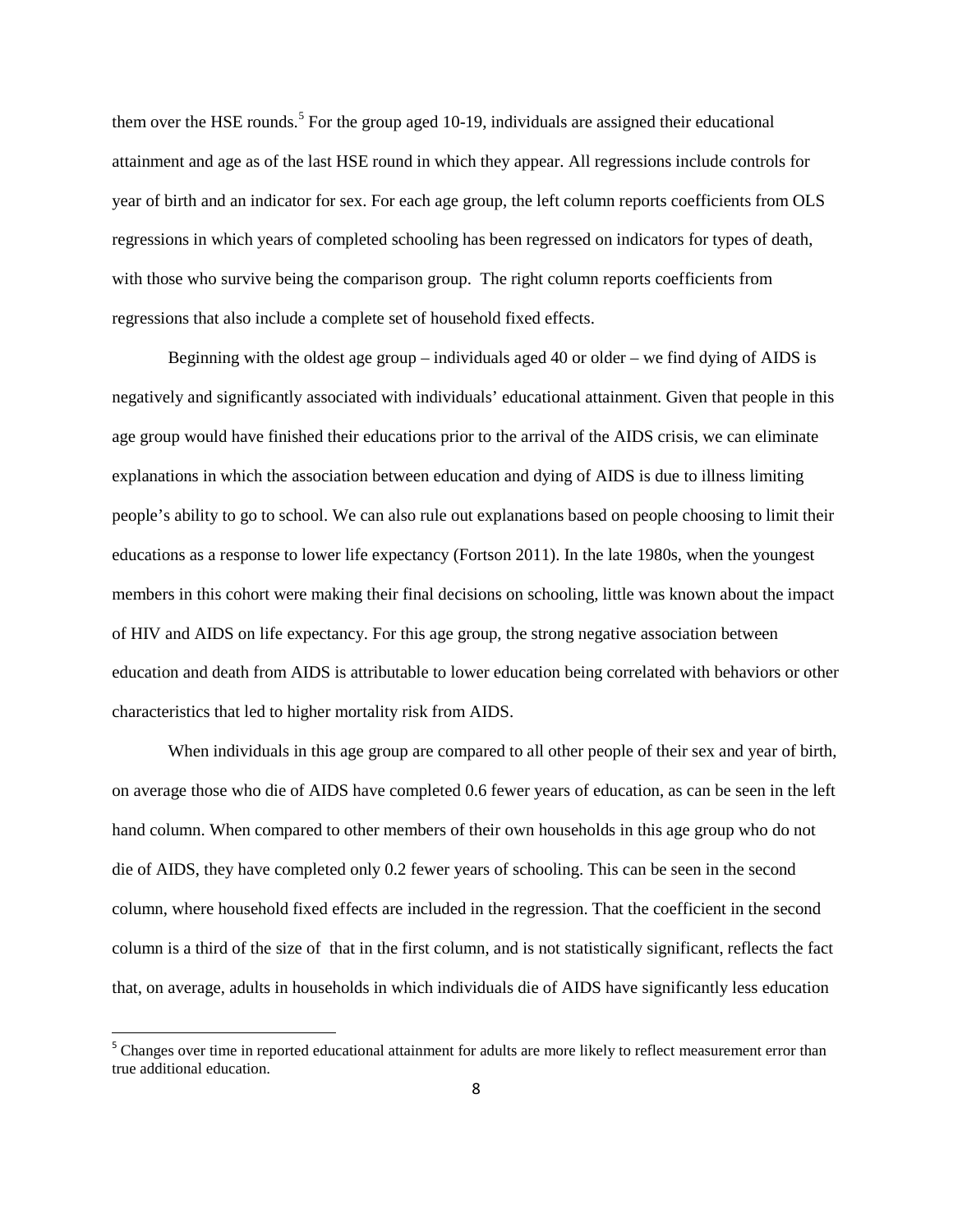them over the HSE rounds.[5] For the group aged 10-19, individuals are assigned their educational attainment and age as of the last HSE round in which they appear. All regressions include controls for year of birth and an indicator for sex. For each age group, the left column reports coefficients from OLS regressions in which years of completed schooling has been regressed on indicators for types of death, with those who survive being the comparison group. The right column reports coefficients from regressions that also include a complete set of household fixed effects.

Beginning with the oldest age group – individuals aged 40 or older – we find dying of AIDS is negatively and significantly associated with individuals' educational attainment. Given that people in this age group would have finished their educations prior to the arrival of the AIDS crisis, we can eliminate explanations in which the association between education and dying of AIDS is due to illness limiting people's ability to go to school. We can also rule out explanations based on people choosing to limit their educations as a response to lower life expectancy (Fortson 2011). In the late 1980s, when the youngest members in this cohort were making their final decisions on schooling, little was known about the impact of HIV and AIDS on life expectancy. For this age group, the strong negative association between education and death from AIDS is attributable to lower education being correlated with behaviors or other characteristics that led to higher mortality risk from AIDS.

When individuals in this age group are compared to all other people of their sex and year of birth, on average those who die of AIDS have completed 0.6 fewer years of education, as can be seen in the left hand column. When compared to other members of their own households in this age group who do not die of AIDS, they have completed only 0.2 fewer years of schooling. This can be seen in the second column, where household fixed effects are included in the regression. That the coefficient in the second column is a third of the size of that in the first column, and is not statistically significant, reflects the fact that, on average, adults in households in which individuals die of AIDS have significantly less education

[5] Changes over time in reported educational attainment for adults are more likely to reflect measurement error than true additional education.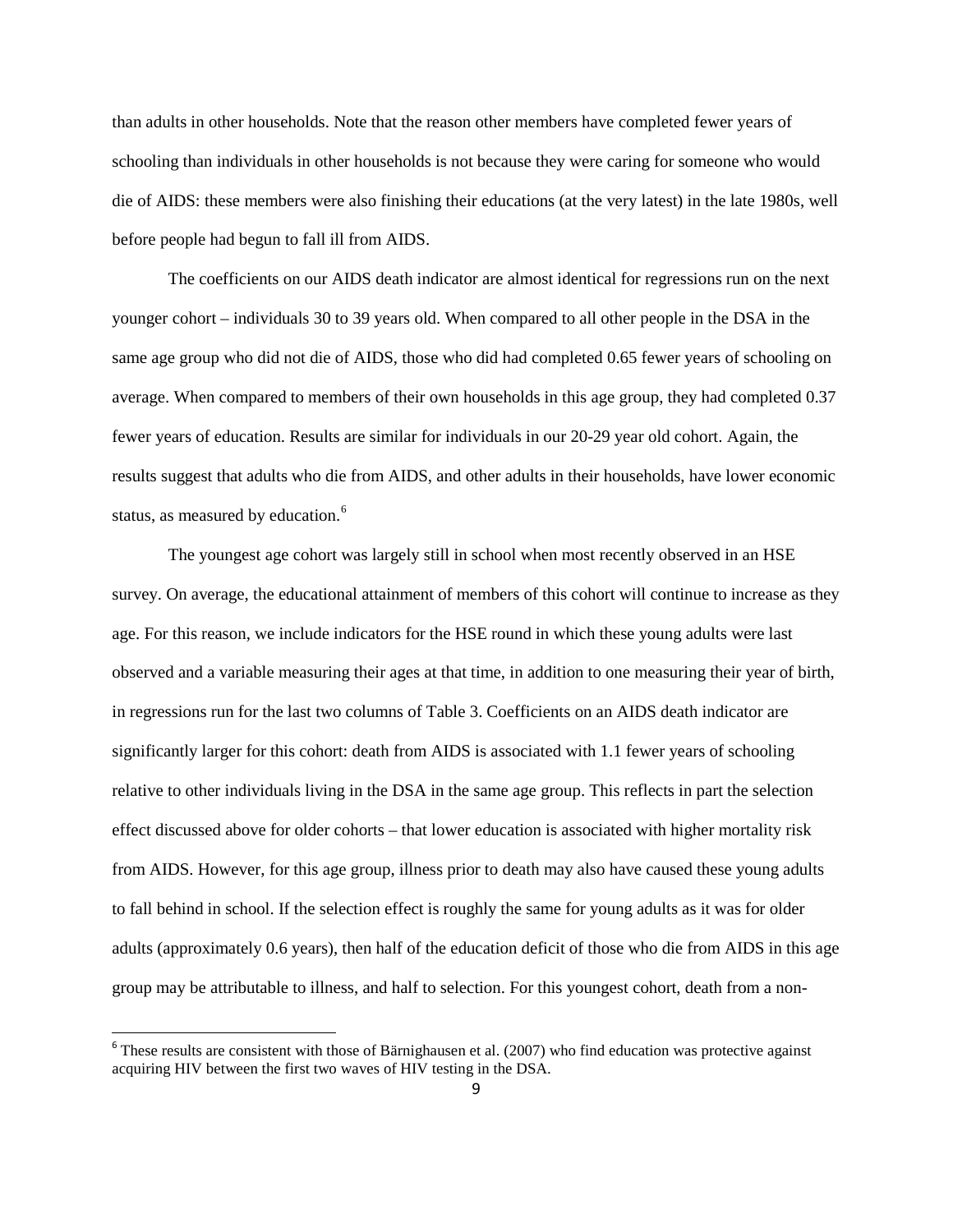than adults in other households. Note that the reason other members have completed fewer years of schooling than individuals in other households is not because they were caring for someone who would die of AIDS: these members were also finishing their educations (at the very latest) in the late 1980s, well before people had begun to fall ill from AIDS.

The coefficients on our AIDS death indicator are almost identical for regressions run on the next younger cohort – individuals 30 to 39 years old. When compared to all other people in the DSA in the same age group who did not die of AIDS, those who did had completed 0.65 fewer years of schooling on average. When compared to members of their own households in this age group, they had completed 0.37 fewer years of education. Results are similar for individuals in our 20-29 year old cohort. Again, the results suggest that adults who die from AIDS, and other adults in their households, have lower economic status, as measured by education.[6]

The youngest age cohort was largely still in school when most recently observed in an HSE survey. On average, the educational attainment of members of this cohort will continue to increase as they age. For this reason, we include indicators for the HSE round in which these young adults were last observed and a variable measuring their ages at that time, in addition to one measuring their year of birth, in regressions run for the last two columns of Table 3. Coefficients on an AIDS death indicator are significantly larger for this cohort: death from AIDS is associated with 1.1 fewer years of schooling relative to other individuals living in the DSA in the same age group. This reflects in part the selection effect discussed above for older cohorts – that lower education is associated with higher mortality risk from AIDS. However, for this age group, illness prior to death may also have caused these young adults to fall behind in school. If the selection effect is roughly the same for young adults as it was for older adults (approximately 0.6 years), then half of the education deficit of those who die from AIDS in this age group may be attributable to illness, and half to selection. For this youngest cohort, death from a non-

[6] These results are consistent with those of Bärnighausen et al. (2007) who find education was protective against acquiring HIV between the first two waves of HIV testing in the DSA.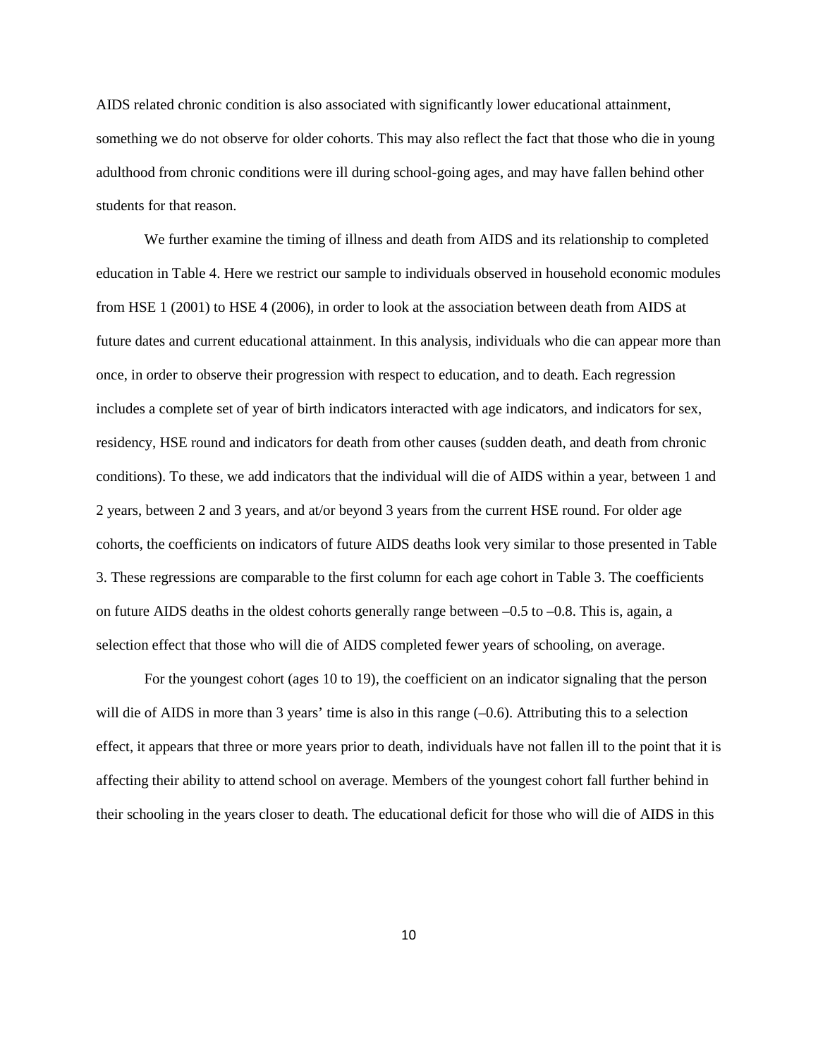AIDS related chronic condition is also associated with significantly lower educational attainment, something we do not observe for older cohorts. This may also reflect the fact that those who die in young adulthood from chronic conditions were ill during school-going ages, and may have fallen behind other students for that reason.

We further examine the timing of illness and death from AIDS and its relationship to completed education in Table 4. Here we restrict our sample to individuals observed in household economic modules from HSE 1 (2001) to HSE 4 (2006), in order to look at the association between death from AIDS at future dates and current educational attainment. In this analysis, individuals who die can appear more than once, in order to observe their progression with respect to education, and to death. Each regression includes a complete set of year of birth indicators interacted with age indicators, and indicators for sex, residency, HSE round and indicators for death from other causes (sudden death, and death from chronic conditions). To these, we add indicators that the individual will die of AIDS within a year, between 1 and 2 years, between 2 and 3 years, and at/or beyond 3 years from the current HSE round. For older age cohorts, the coefficients on indicators of future AIDS deaths look very similar to those presented in Table 3. These regressions are comparable to the first column for each age cohort in Table 3. The coefficients on future AIDS deaths in the oldest cohorts generally range between –0.5 to –0.8. This is, again, a selection effect that those who will die of AIDS completed fewer years of schooling, on average.

For the youngest cohort (ages 10 to 19), the coefficient on an indicator signaling that the person will die of AIDS in more than 3 years' time is also in this range (–0.6). Attributing this to a selection effect, it appears that three or more years prior to death, individuals have not fallen ill to the point that it is affecting their ability to attend school on average. Members of the youngest cohort fall further behind in their schooling in the years closer to death. The educational deficit for those who will die of AIDS in this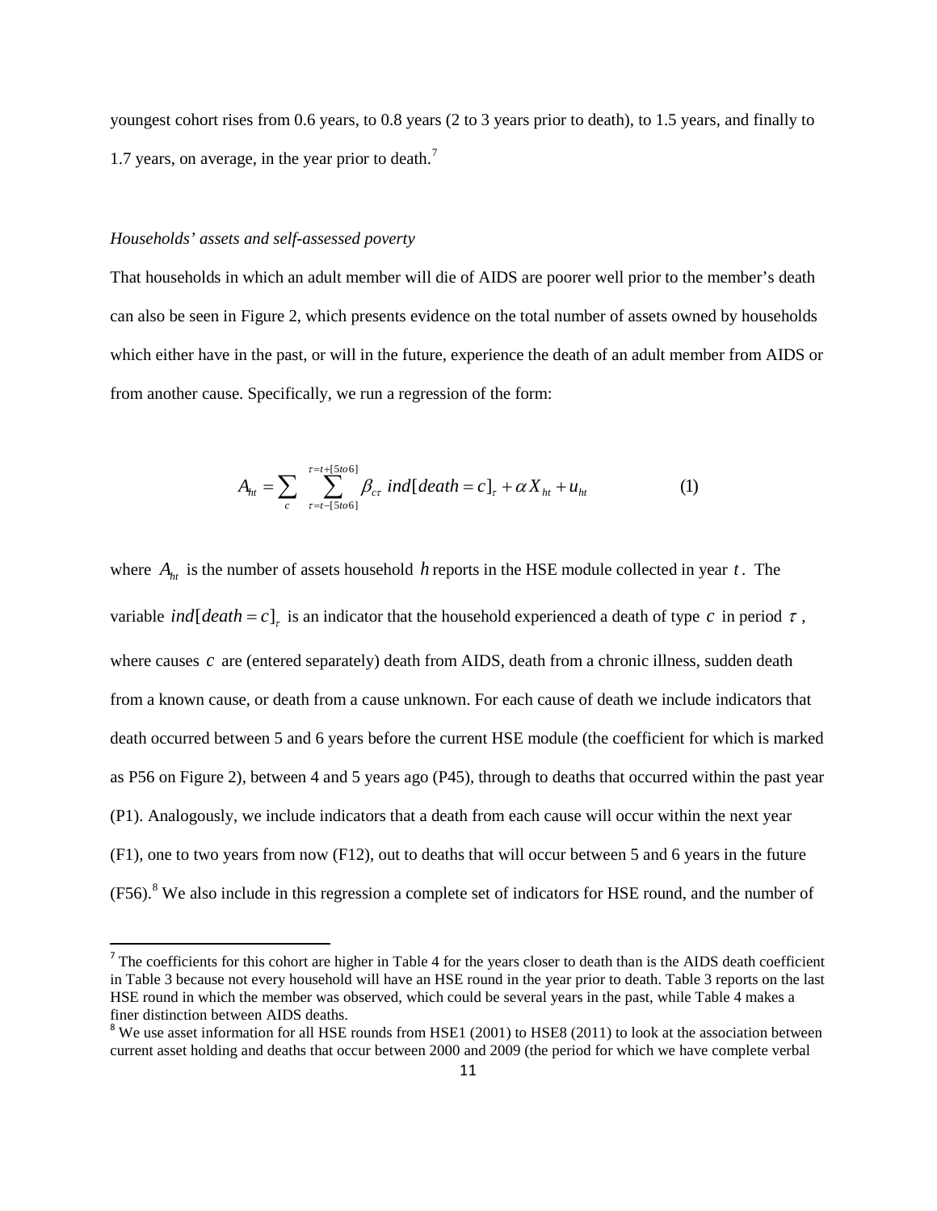youngest cohort rises from 0.6 years, to 0.8 years (2 to 3 years prior to death), to 1.5 years, and finally to 1.7 years, on average, in the year prior to death.[7]

*Households' assets and self-assessed poverty*

That households in which an adult member will die of AIDS are poorer well prior to the member's death can also be seen in Figure 2, which presents evidence on the total number of assets owned by households which either have in the past, or will in the future, experience the death of an adult member from AIDS or from another cause. Specifically, we run a regression of the form:

$$A_{ht} = \sum_{c} \sum_{\tau=t-[5to6]}^{\tau=t+[5to6]} \beta_{c\tau}\; ind[death = c]_{\tau} + \alpha X_{ht} + u_{ht} \qquad (1)$$

where $A_{ht}$ is the number of assets household $h$ reports in the HSE module collected in year $t$. The variable $ind[death = c]_{\tau}$ is an indicator that the household experienced a death of type $c$ in period $\tau$, where causes $c$ are (entered separately) death from AIDS, death from a chronic illness, sudden death from a known cause, or death from a cause unknown. For each cause of death we include indicators that death occurred between 5 and 6 years before the current HSE module (the coefficient for which is marked as P56 on Figure 2), between 4 and 5 years ago (P45), through to deaths that occurred within the past year (P1). Analogously, we include indicators that a death from each cause will occur within the next year (F1), one to two years from now (F12), out to deaths that will occur between 5 and 6 years in the future (F56).[8] We also include in this regression a complete set of indicators for HSE round, and the number of

[7] The coefficients for this cohort are higher in Table 4 for the years closer to death than is the AIDS death coefficient in Table 3 because not every household will have an HSE round in the year prior to death. Table 3 reports on the last HSE round in which the member was observed, which could be several years in the past, while Table 4 makes a finer distinction between AIDS deaths.

[8] We use asset information for all HSE rounds from HSE1 (2001) to HSE8 (2011) to look at the association between current asset holding and deaths that occur between 2000 and 2009 (the period for which we have complete verbal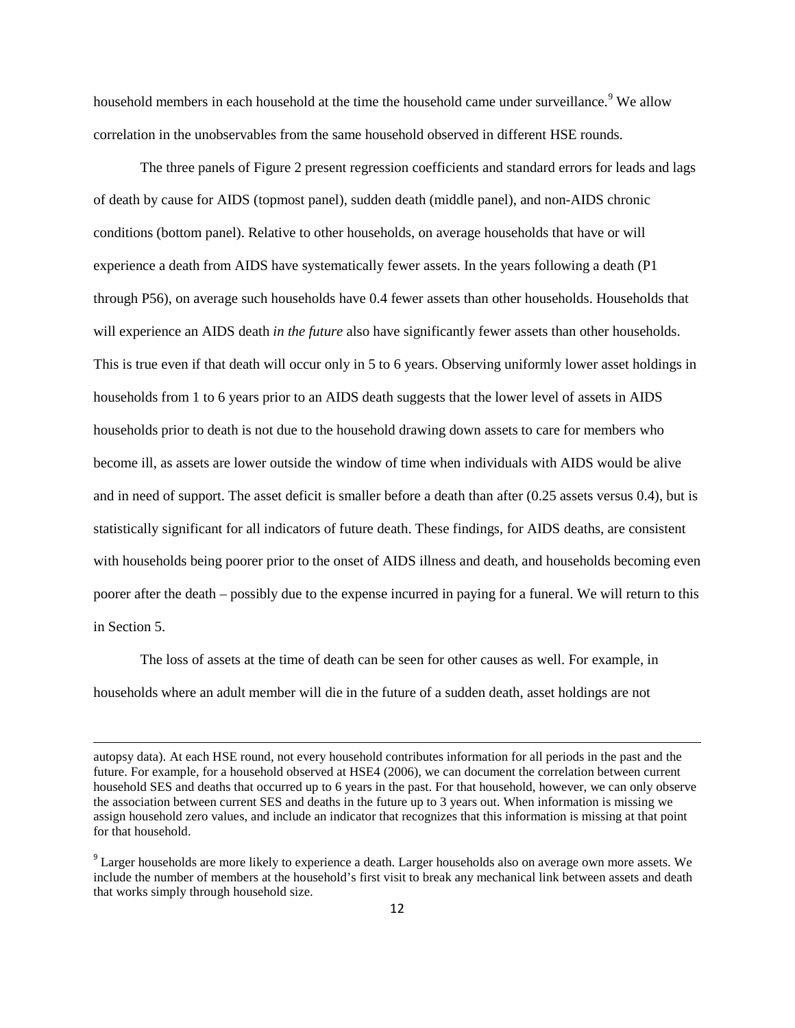household members in each household at the time the household came under surveillance.[9] We allow correlation in the unobservables from the same household observed in different HSE rounds.

The three panels of Figure 2 present regression coefficients and standard errors for leads and lags of death by cause for AIDS (topmost panel), sudden death (middle panel), and non-AIDS chronic conditions (bottom panel). Relative to other households, on average households that have or will experience a death from AIDS have systematically fewer assets. In the years following a death (P1 through P56), on average such households have 0.4 fewer assets than other households. Households that will experience an AIDS death *in the future* also have significantly fewer assets than other households. This is true even if that death will occur only in 5 to 6 years. Observing uniformly lower asset holdings in households from 1 to 6 years prior to an AIDS death suggests that the lower level of assets in AIDS households prior to death is not due to the household drawing down assets to care for members who become ill, as assets are lower outside the window of time when individuals with AIDS would be alive and in need of support. The asset deficit is smaller before a death than after (0.25 assets versus 0.4), but is statistically significant for all indicators of future death. These findings, for AIDS deaths, are consistent with households being poorer prior to the onset of AIDS illness and death, and households becoming even poorer after the death – possibly due to the expense incurred in paying for a funeral. We will return to this in Section 5.

The loss of assets at the time of death can be seen for other causes as well. For example, in households where an adult member will die in the future of a sudden death, asset holdings are not

---

autopsy data). At each HSE round, not every household contributes information for all periods in the past and the future. For example, for a household observed at HSE4 (2006), we can document the correlation between current household SES and deaths that occurred up to 6 years in the past. For that household, however, we can only observe the association between current SES and deaths in the future up to 3 years out. When information is missing we assign household zero values, and include an indicator that recognizes that this information is missing at that point for that household.

[9] Larger households are more likely to experience a death. Larger households also on average own more assets. We include the number of members at the household's first visit to break any mechanical link between assets and death that works simply through household size.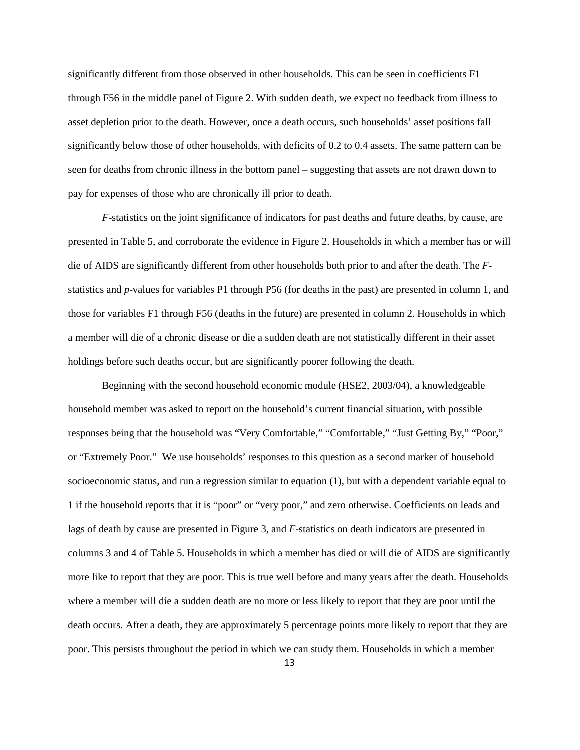significantly different from those observed in other households. This can be seen in coefficients F1 through F56 in the middle panel of Figure 2. With sudden death, we expect no feedback from illness to asset depletion prior to the death. However, once a death occurs, such households' asset positions fall significantly below those of other households, with deficits of 0.2 to 0.4 assets. The same pattern can be seen for deaths from chronic illness in the bottom panel – suggesting that assets are not drawn down to pay for expenses of those who are chronically ill prior to death.

*F*-statistics on the joint significance of indicators for past deaths and future deaths, by cause, are presented in Table 5, and corroborate the evidence in Figure 2. Households in which a member has or will die of AIDS are significantly different from other households both prior to and after the death. The *F*-statistics and *p*-values for variables P1 through P56 (for deaths in the past) are presented in column 1, and those for variables F1 through F56 (deaths in the future) are presented in column 2. Households in which a member will die of a chronic disease or die a sudden death are not statistically different in their asset holdings before such deaths occur, but are significantly poorer following the death.

Beginning with the second household economic module (HSE2, 2003/04), a knowledgeable household member was asked to report on the household's current financial situation, with possible responses being that the household was "Very Comfortable," "Comfortable," "Just Getting By," "Poor," or "Extremely Poor." We use households' responses to this question as a second marker of household socioeconomic status, and run a regression similar to equation (1), but with a dependent variable equal to 1 if the household reports that it is "poor" or "very poor," and zero otherwise. Coefficients on leads and lags of death by cause are presented in Figure 3, and *F*-statistics on death indicators are presented in columns 3 and 4 of Table 5. Households in which a member has died or will die of AIDS are significantly more like to report that they are poor. This is true well before and many years after the death. Households where a member will die a sudden death are no more or less likely to report that they are poor until the death occurs. After a death, they are approximately 5 percentage points more likely to report that they are poor. This persists throughout the period in which we can study them. Households in which a member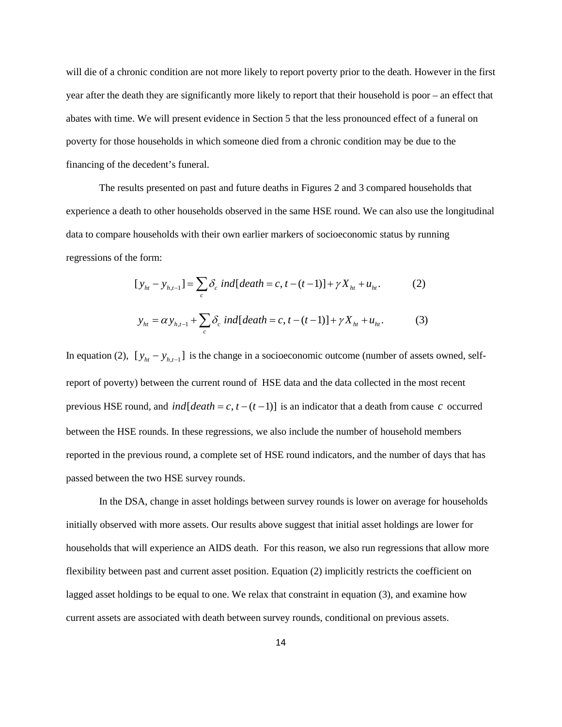will die of a chronic condition are not more likely to report poverty prior to the death. However in the first year after the death they are significantly more likely to report that their household is poor – an effect that abates with time. We will present evidence in Section 5 that the less pronounced effect of a funeral on poverty for those households in which someone died from a chronic condition may be due to the financing of the decedent's funeral.

The results presented on past and future deaths in Figures 2 and 3 compared households that experience a death to other households observed in the same HSE round. We can also use the longitudinal data to compare households with their own earlier markers of socioeconomic status by running regressions of the form:

$$[y_{ht} - y_{h,t-1}] = \sum_c \delta_c \; ind[death = c, t-(t-1)] + \gamma X_{ht} + u_{ht}. \qquad (2)$$

$$y_{ht} = \alpha y_{h,t-1} + \sum_c \delta_c \; ind[death = c, t-(t-1)] + \gamma X_{ht} + u_{ht}. \qquad (3)$$

In equation (2), $[y_{ht} - y_{h,t-1}]$ is the change in a socioeconomic outcome (number of assets owned, self-report of poverty) between the current round of HSE data and the data collected in the most recent previous HSE round, and $ind[death = c, t-(t-1)]$ is an indicator that a death from cause $c$ occurred between the HSE rounds. In these regressions, we also include the number of household members reported in the previous round, a complete set of HSE round indicators, and the number of days that has passed between the two HSE survey rounds.

In the DSA, change in asset holdings between survey rounds is lower on average for households initially observed with more assets. Our results above suggest that initial asset holdings are lower for households that will experience an AIDS death. For this reason, we also run regressions that allow more flexibility between past and current asset position. Equation (2) implicitly restricts the coefficient on lagged asset holdings to be equal to one. We relax that constraint in equation (3), and examine how current assets are associated with death between survey rounds, conditional on previous assets.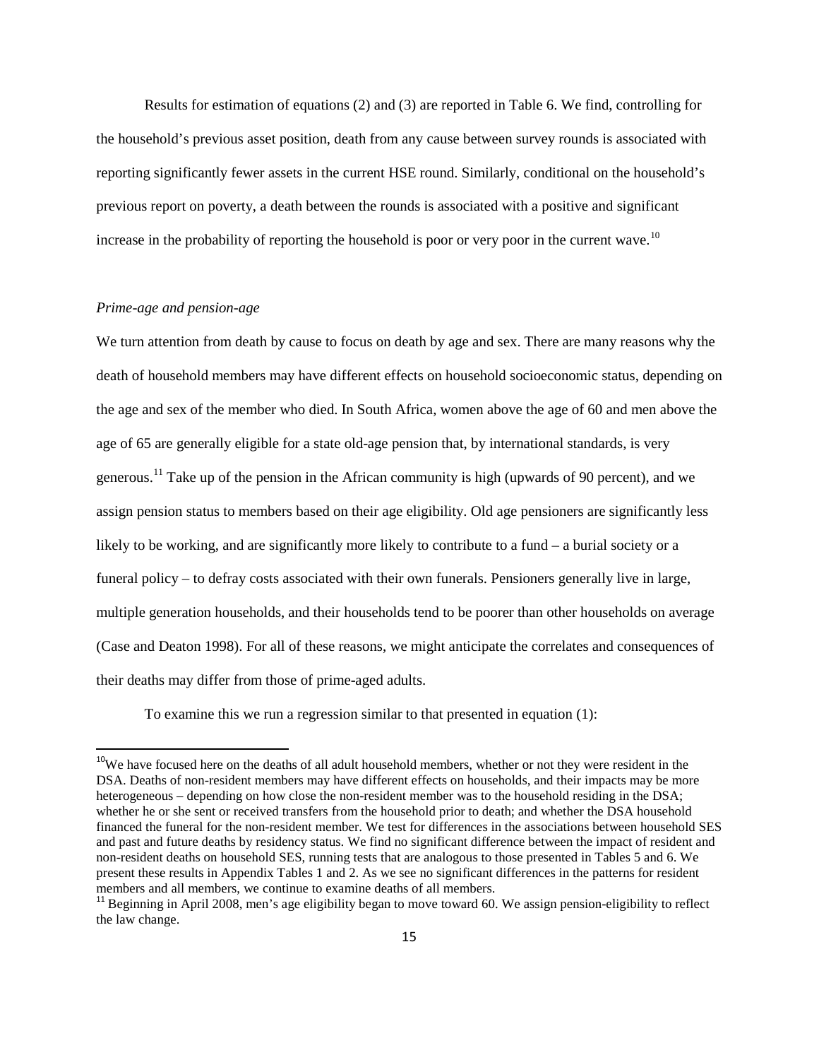Results for estimation of equations (2) and (3) are reported in Table 6. We find, controlling for the household's previous asset position, death from any cause between survey rounds is associated with reporting significantly fewer assets in the current HSE round. Similarly, conditional on the household's previous report on poverty, a death between the rounds is associated with a positive and significant increase in the probability of reporting the household is poor or very poor in the current wave.[10]

*Prime-age and pension-age*

We turn attention from death by cause to focus on death by age and sex. There are many reasons why the death of household members may have different effects on household socioeconomic status, depending on the age and sex of the member who died. In South Africa, women above the age of 60 and men above the age of 65 are generally eligible for a state old-age pension that, by international standards, is very generous.[11] Take up of the pension in the African community is high (upwards of 90 percent), and we assign pension status to members based on their age eligibility. Old age pensioners are significantly less likely to be working, and are significantly more likely to contribute to a fund – a burial society or a funeral policy – to defray costs associated with their own funerals. Pensioners generally live in large, multiple generation households, and their households tend to be poorer than other households on average (Case and Deaton 1998). For all of these reasons, we might anticipate the correlates and consequences of their deaths may differ from those of prime-aged adults.

To examine this we run a regression similar to that presented in equation (1):

---

[10] We have focused here on the deaths of all adult household members, whether or not they were resident in the DSA. Deaths of non-resident members may have different effects on households, and their impacts may be more heterogeneous – depending on how close the non-resident member was to the household residing in the DSA; whether he or she sent or received transfers from the household prior to death; and whether the DSA household financed the funeral for the non-resident member. We test for differences in the associations between household SES and past and future deaths by residency status. We find no significant difference between the impact of resident and non-resident deaths on household SES, running tests that are analogous to those presented in Tables 5 and 6. We present these results in Appendix Tables 1 and 2. As we see no significant differences in the patterns for resident members and all members, we continue to examine deaths of all members.

[11] Beginning in April 2008, men's age eligibility began to move toward 60. We assign pension-eligibility to reflect the law change.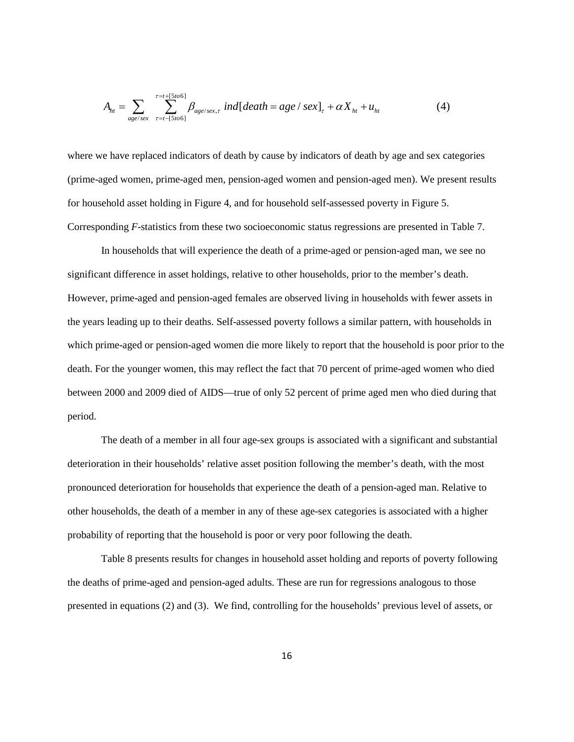$$A_{ht} = \sum_{age/sex} \sum_{\tau=t-[5to6]}^{\tau=t+[5to6]} \beta_{age/sex,\tau} \; ind[death = age/sex]_{\tau} + \alpha X_{ht} + u_{ht} \qquad (4)$$

where we have replaced indicators of death by cause by indicators of death by age and sex categories (prime-aged women, prime-aged men, pension-aged women and pension-aged men). We present results for household asset holding in Figure 4, and for household self-assessed poverty in Figure 5. Corresponding *F*-statistics from these two socioeconomic status regressions are presented in Table 7.

In households that will experience the death of a prime-aged or pension-aged man, we see no significant difference in asset holdings, relative to other households, prior to the member's death. However, prime-aged and pension-aged females are observed living in households with fewer assets in the years leading up to their deaths. Self-assessed poverty follows a similar pattern, with households in which prime-aged or pension-aged women die more likely to report that the household is poor prior to the death. For the younger women, this may reflect the fact that 70 percent of prime-aged women who died between 2000 and 2009 died of AIDS—true of only 52 percent of prime aged men who died during that period.

The death of a member in all four age-sex groups is associated with a significant and substantial deterioration in their households' relative asset position following the member's death, with the most pronounced deterioration for households that experience the death of a pension-aged man. Relative to other households, the death of a member in any of these age-sex categories is associated with a higher probability of reporting that the household is poor or very poor following the death.

Table 8 presents results for changes in household asset holding and reports of poverty following the deaths of prime-aged and pension-aged adults. These are run for regressions analogous to those presented in equations (2) and (3). We find, controlling for the households' previous level of assets, or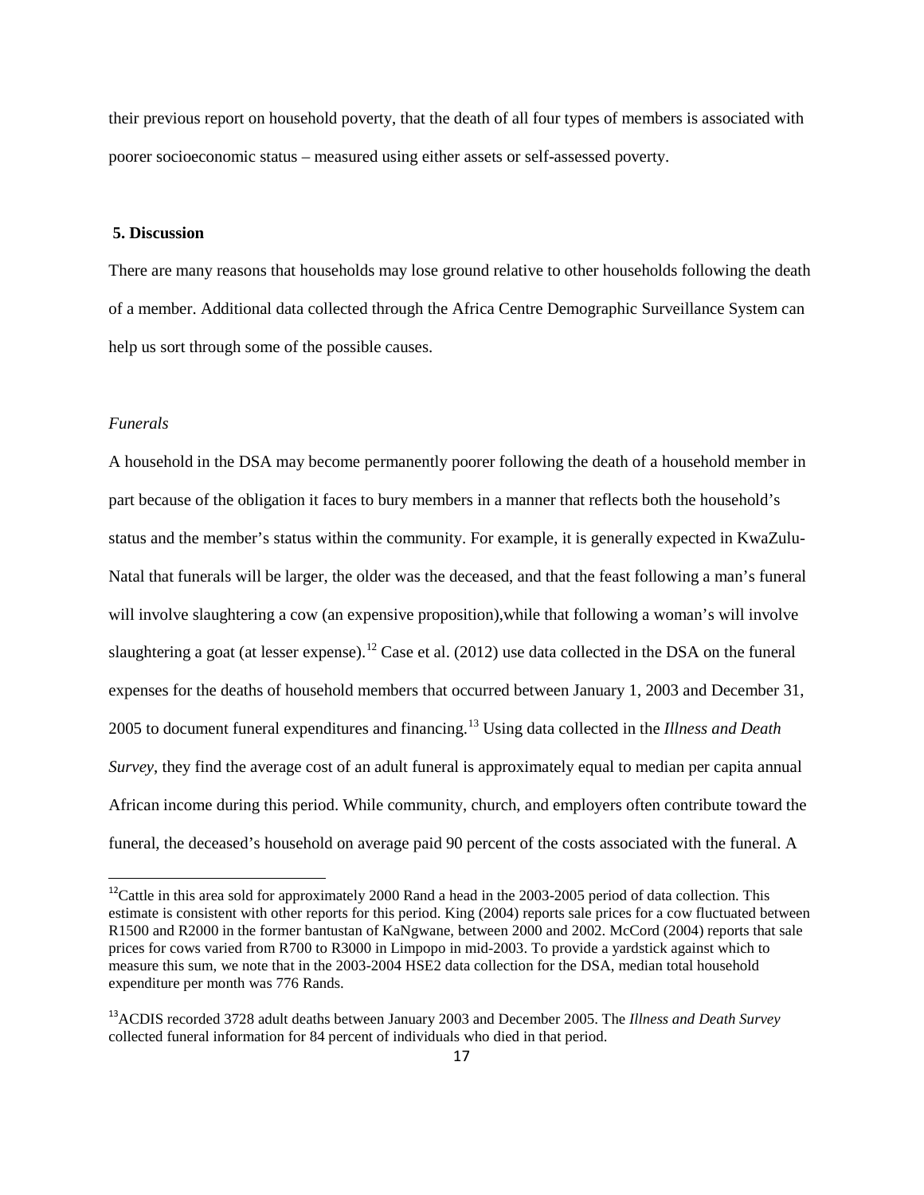their previous report on household poverty, that the death of all four types of members is associated with poorer socioeconomic status – measured using either assets or self-assessed poverty.

## 5. Discussion

There are many reasons that households may lose ground relative to other households following the death of a member. Additional data collected through the Africa Centre Demographic Surveillance System can help us sort through some of the possible causes.

### *Funerals*

A household in the DSA may become permanently poorer following the death of a household member in part because of the obligation it faces to bury members in a manner that reflects both the household's status and the member's status within the community. For example, it is generally expected in KwaZulu-Natal that funerals will be larger, the older was the deceased, and that the feast following a man's funeral will involve slaughtering a cow (an expensive proposition),while that following a woman's will involve slaughtering a goat (at lesser expense).[12] Case et al. (2012) use data collected in the DSA on the funeral expenses for the deaths of household members that occurred between January 1, 2003 and December 31, 2005 to document funeral expenditures and financing.[13] Using data collected in the *Illness and Death Survey*, they find the average cost of an adult funeral is approximately equal to median per capita annual African income during this period. While community, church, and employers often contribute toward the funeral, the deceased's household on average paid 90 percent of the costs associated with the funeral. A

---

[12] Cattle in this area sold for approximately 2000 Rand a head in the 2003-2005 period of data collection. This estimate is consistent with other reports for this period. King (2004) reports sale prices for a cow fluctuated between R1500 and R2000 in the former bantustan of KaNgwane, between 2000 and 2002. McCord (2004) reports that sale prices for cows varied from R700 to R3000 in Limpopo in mid-2003. To provide a yardstick against which to measure this sum, we note that in the 2003-2004 HSE2 data collection for the DSA, median total household expenditure per month was 776 Rands.

[13] ACDIS recorded 3728 adult deaths between January 2003 and December 2005. The *Illness and Death Survey* collected funeral information for 84 percent of individuals who died in that period.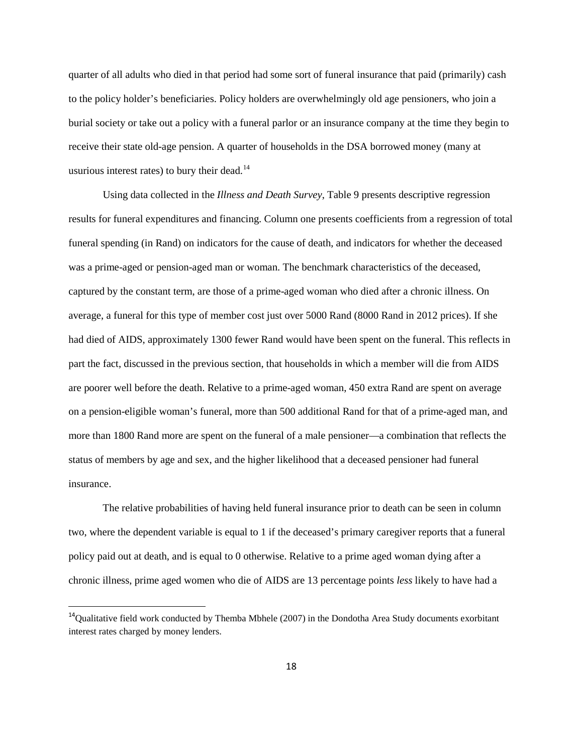quarter of all adults who died in that period had some sort of funeral insurance that paid (primarily) cash to the policy holder's beneficiaries. Policy holders are overwhelmingly old age pensioners, who join a burial society or take out a policy with a funeral parlor or an insurance company at the time they begin to receive their state old-age pension. A quarter of households in the DSA borrowed money (many at usurious interest rates) to bury their dead.[14]

Using data collected in the *Illness and Death Survey*, Table 9 presents descriptive regression results for funeral expenditures and financing. Column one presents coefficients from a regression of total funeral spending (in Rand) on indicators for the cause of death, and indicators for whether the deceased was a prime-aged or pension-aged man or woman. The benchmark characteristics of the deceased, captured by the constant term, are those of a prime-aged woman who died after a chronic illness. On average, a funeral for this type of member cost just over 5000 Rand (8000 Rand in 2012 prices). If she had died of AIDS, approximately 1300 fewer Rand would have been spent on the funeral. This reflects in part the fact, discussed in the previous section, that households in which a member will die from AIDS are poorer well before the death. Relative to a prime-aged woman, 450 extra Rand are spent on average on a pension-eligible woman's funeral, more than 500 additional Rand for that of a prime-aged man, and more than 1800 Rand more are spent on the funeral of a male pensioner—a combination that reflects the status of members by age and sex, and the higher likelihood that a deceased pensioner had funeral insurance.

The relative probabilities of having held funeral insurance prior to death can be seen in column two, where the dependent variable is equal to 1 if the deceased's primary caregiver reports that a funeral policy paid out at death, and is equal to 0 otherwise. Relative to a prime aged woman dying after a chronic illness, prime aged women who die of AIDS are 13 percentage points *less* likely to have had a

[14] Qualitative field work conducted by Themba Mbhele (2007) in the Dondotha Area Study documents exorbitant interest rates charged by money lenders.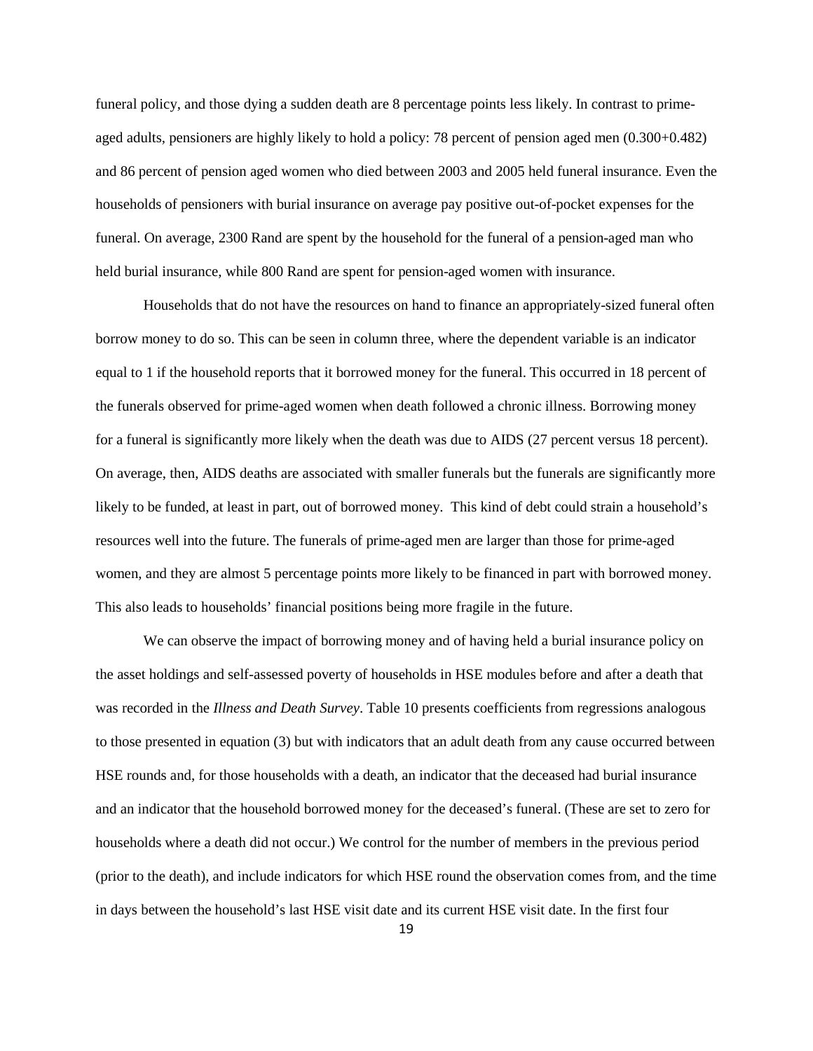funeral policy, and those dying a sudden death are 8 percentage points less likely. In contrast to prime-aged adults, pensioners are highly likely to hold a policy: 78 percent of pension aged men (0.300+0.482) and 86 percent of pension aged women who died between 2003 and 2005 held funeral insurance. Even the households of pensioners with burial insurance on average pay positive out-of-pocket expenses for the funeral. On average, 2300 Rand are spent by the household for the funeral of a pension-aged man who held burial insurance, while 800 Rand are spent for pension-aged women with insurance.

Households that do not have the resources on hand to finance an appropriately-sized funeral often borrow money to do so. This can be seen in column three, where the dependent variable is an indicator equal to 1 if the household reports that it borrowed money for the funeral. This occurred in 18 percent of the funerals observed for prime-aged women when death followed a chronic illness. Borrowing money for a funeral is significantly more likely when the death was due to AIDS (27 percent versus 18 percent). On average, then, AIDS deaths are associated with smaller funerals but the funerals are significantly more likely to be funded, at least in part, out of borrowed money. This kind of debt could strain a household's resources well into the future. The funerals of prime-aged men are larger than those for prime-aged women, and they are almost 5 percentage points more likely to be financed in part with borrowed money. This also leads to households' financial positions being more fragile in the future.

We can observe the impact of borrowing money and of having held a burial insurance policy on the asset holdings and self-assessed poverty of households in HSE modules before and after a death that was recorded in the *Illness and Death Survey*. Table 10 presents coefficients from regressions analogous to those presented in equation (3) but with indicators that an adult death from any cause occurred between HSE rounds and, for those households with a death, an indicator that the deceased had burial insurance and an indicator that the household borrowed money for the deceased's funeral. (These are set to zero for households where a death did not occur.) We control for the number of members in the previous period (prior to the death), and include indicators for which HSE round the observation comes from, and the time in days between the household's last HSE visit date and its current HSE visit date. In the first four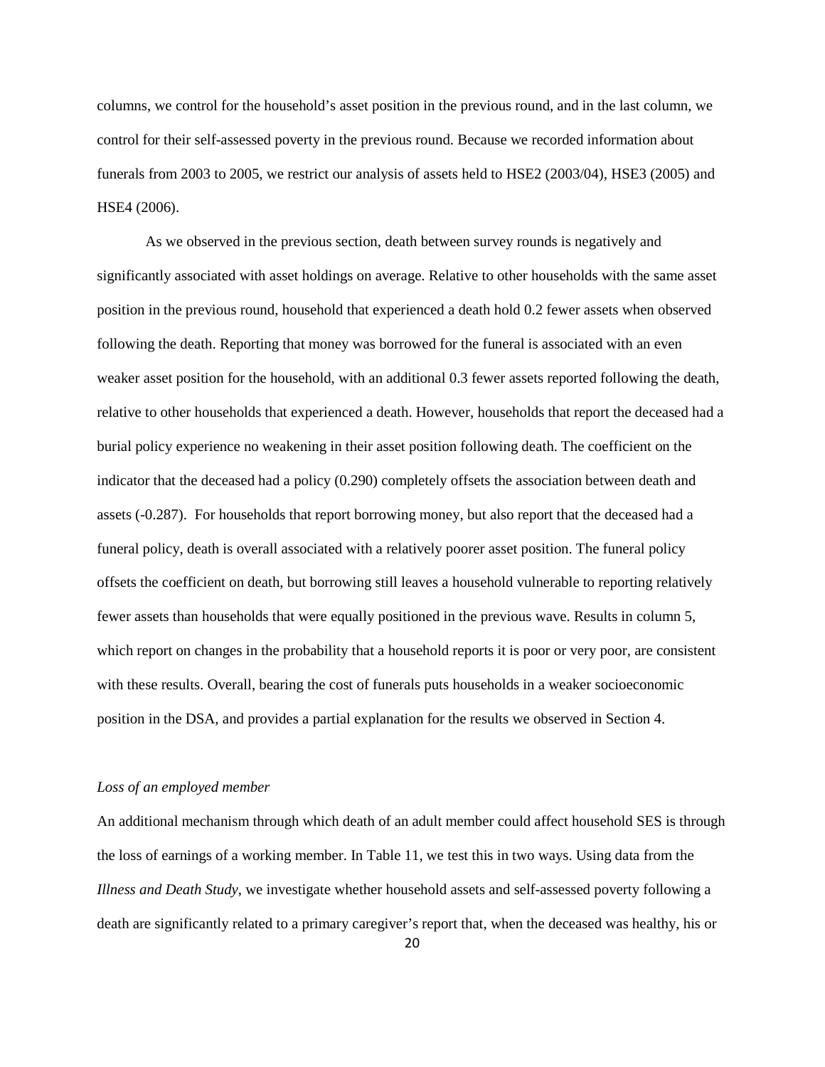columns, we control for the household's asset position in the previous round, and in the last column, we control for their self-assessed poverty in the previous round. Because we recorded information about funerals from 2003 to 2005, we restrict our analysis of assets held to HSE2 (2003/04), HSE3 (2005) and HSE4 (2006).

As we observed in the previous section, death between survey rounds is negatively and significantly associated with asset holdings on average. Relative to other households with the same asset position in the previous round, household that experienced a death hold 0.2 fewer assets when observed following the death. Reporting that money was borrowed for the funeral is associated with an even weaker asset position for the household, with an additional 0.3 fewer assets reported following the death, relative to other households that experienced a death. However, households that report the deceased had a burial policy experience no weakening in their asset position following death. The coefficient on the indicator that the deceased had a policy (0.290) completely offsets the association between death and assets (-0.287). For households that report borrowing money, but also report that the deceased had a funeral policy, death is overall associated with a relatively poorer asset position. The funeral policy offsets the coefficient on death, but borrowing still leaves a household vulnerable to reporting relatively fewer assets than households that were equally positioned in the previous wave. Results in column 5, which report on changes in the probability that a household reports it is poor or very poor, are consistent with these results. Overall, bearing the cost of funerals puts households in a weaker socioeconomic position in the DSA, and provides a partial explanation for the results we observed in Section 4.

*Loss of an employed member*

An additional mechanism through which death of an adult member could affect household SES is through the loss of earnings of a working member. In Table 11, we test this in two ways. Using data from the *Illness and Death Study*, we investigate whether household assets and self-assessed poverty following a death are significantly related to a primary caregiver's report that, when the deceased was healthy, his or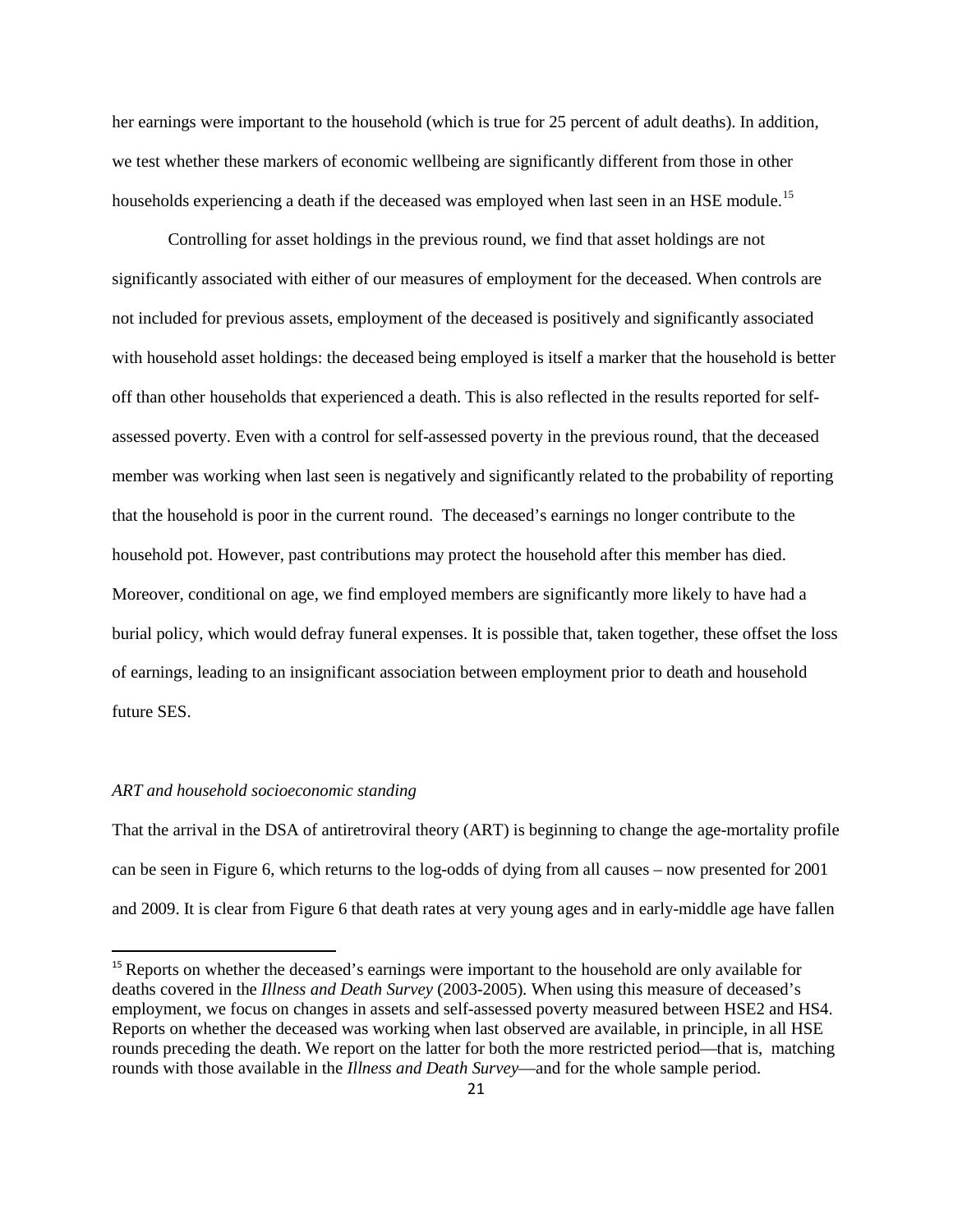her earnings were important to the household (which is true for 25 percent of adult deaths). In addition, we test whether these markers of economic wellbeing are significantly different from those in other households experiencing a death if the deceased was employed when last seen in an HSE module.[15]

Controlling for asset holdings in the previous round, we find that asset holdings are not significantly associated with either of our measures of employment for the deceased. When controls are not included for previous assets, employment of the deceased is positively and significantly associated with household asset holdings: the deceased being employed is itself a marker that the household is better off than other households that experienced a death. This is also reflected in the results reported for self-assessed poverty. Even with a control for self-assessed poverty in the previous round, that the deceased member was working when last seen is negatively and significantly related to the probability of reporting that the household is poor in the current round. The deceased's earnings no longer contribute to the household pot. However, past contributions may protect the household after this member has died. Moreover, conditional on age, we find employed members are significantly more likely to have had a burial policy, which would defray funeral expenses. It is possible that, taken together, these offset the loss of earnings, leading to an insignificant association between employment prior to death and household future SES.

*ART and household socioeconomic standing*

That the arrival in the DSA of antiretroviral theory (ART) is beginning to change the age-mortality profile can be seen in Figure 6, which returns to the log-odds of dying from all causes – now presented for 2001 and 2009. It is clear from Figure 6 that death rates at very young ages and in early-middle age have fallen

[15] Reports on whether the deceased's earnings were important to the household are only available for deaths covered in the *Illness and Death Survey* (2003-2005). When using this measure of deceased's employment, we focus on changes in assets and self-assessed poverty measured between HSE2 and HS4. Reports on whether the deceased was working when last observed are available, in principle, in all HSE rounds preceding the death. We report on the latter for both the more restricted period—that is, matching rounds with those available in the *Illness and Death Survey*—and for the whole sample period.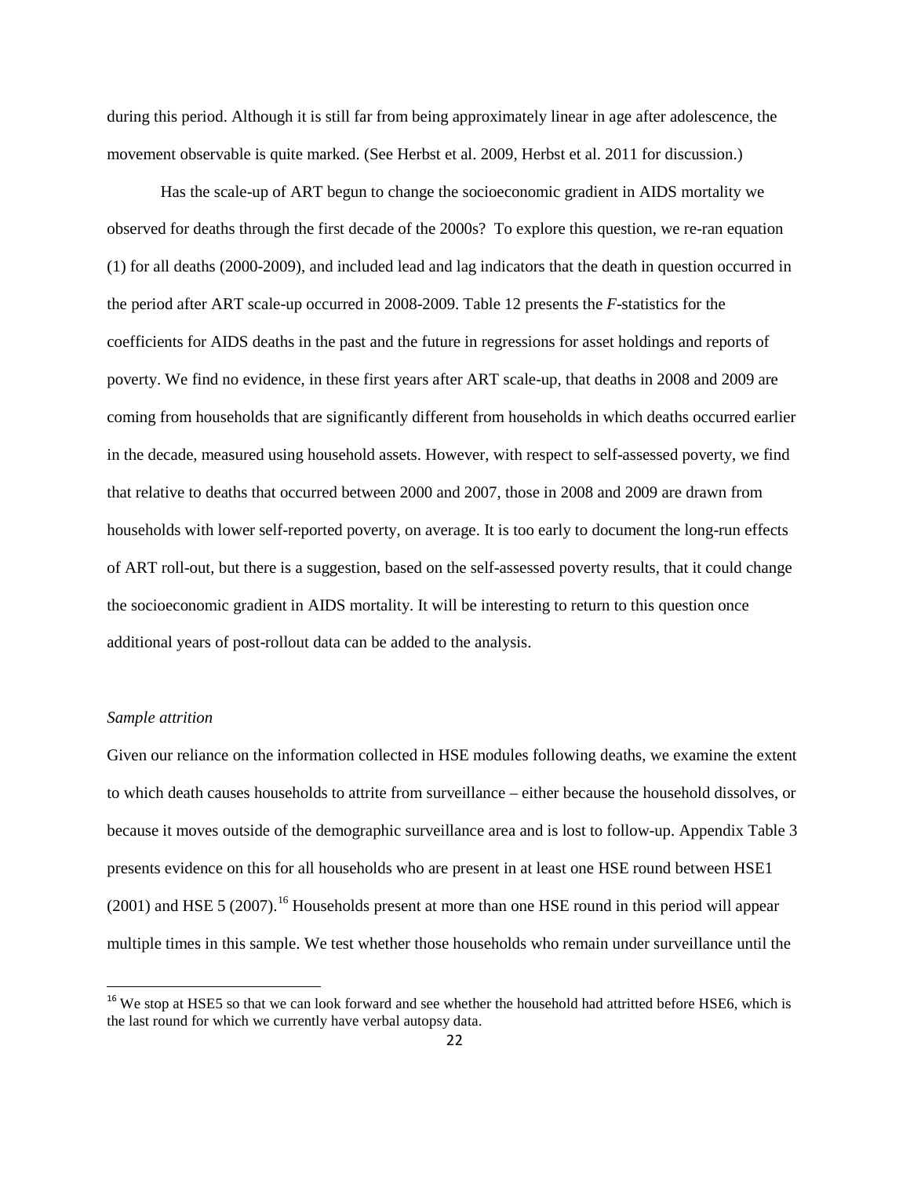during this period. Although it is still far from being approximately linear in age after adolescence, the movement observable is quite marked. (See Herbst et al. 2009, Herbst et al. 2011 for discussion.)

Has the scale-up of ART begun to change the socioeconomic gradient in AIDS mortality we observed for deaths through the first decade of the 2000s? To explore this question, we re-ran equation (1) for all deaths (2000-2009), and included lead and lag indicators that the death in question occurred in the period after ART scale-up occurred in 2008-2009. Table 12 presents the *F*-statistics for the coefficients for AIDS deaths in the past and the future in regressions for asset holdings and reports of poverty. We find no evidence, in these first years after ART scale-up, that deaths in 2008 and 2009 are coming from households that are significantly different from households in which deaths occurred earlier in the decade, measured using household assets. However, with respect to self-assessed poverty, we find that relative to deaths that occurred between 2000 and 2007, those in 2008 and 2009 are drawn from households with lower self-reported poverty, on average. It is too early to document the long-run effects of ART roll-out, but there is a suggestion, based on the self-assessed poverty results, that it could change the socioeconomic gradient in AIDS mortality. It will be interesting to return to this question once additional years of post-rollout data can be added to the analysis.

*Sample attrition*

Given our reliance on the information collected in HSE modules following deaths, we examine the extent to which death causes households to attrite from surveillance – either because the household dissolves, or because it moves outside of the demographic surveillance area and is lost to follow-up. Appendix Table 3 presents evidence on this for all households who are present in at least one HSE round between HSE1 (2001) and HSE 5 (2007).[16] Households present at more than one HSE round in this period will appear multiple times in this sample. We test whether those households who remain under surveillance until the

[16] We stop at HSE5 so that we can look forward and see whether the household had attritted before HSE6, which is the last round for which we currently have verbal autopsy data.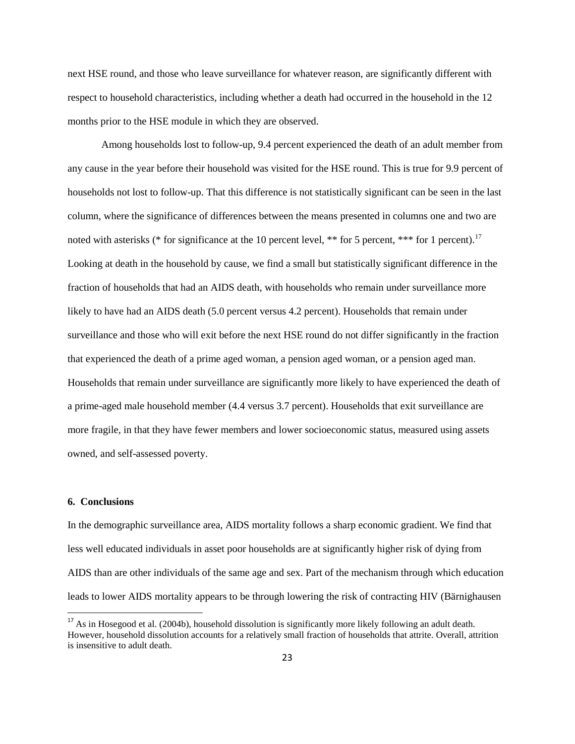next HSE round, and those who leave surveillance for whatever reason, are significantly different with respect to household characteristics, including whether a death had occurred in the household in the 12 months prior to the HSE module in which they are observed.

Among households lost to follow-up, 9.4 percent experienced the death of an adult member from any cause in the year before their household was visited for the HSE round. This is true for 9.9 percent of households not lost to follow-up. That this difference is not statistically significant can be seen in the last column, where the significance of differences between the means presented in columns one and two are noted with asterisks (* for significance at the 10 percent level, ** for 5 percent, *** for 1 percent).[17] Looking at death in the household by cause, we find a small but statistically significant difference in the fraction of households that had an AIDS death, with households who remain under surveillance more likely to have had an AIDS death (5.0 percent versus 4.2 percent). Households that remain under surveillance and those who will exit before the next HSE round do not differ significantly in the fraction that experienced the death of a prime aged woman, a pension aged woman, or a pension aged man. Households that remain under surveillance are significantly more likely to have experienced the death of a prime-aged male household member (4.4 versus 3.7 percent). Households that exit surveillance are more fragile, in that they have fewer members and lower socioeconomic status, measured using assets owned, and self-assessed poverty.

## 6. Conclusions

In the demographic surveillance area, AIDS mortality follows a sharp economic gradient. We find that less well educated individuals in asset poor households are at significantly higher risk of dying from AIDS than are other individuals of the same age and sex. Part of the mechanism through which education leads to lower AIDS mortality appears to be through lowering the risk of contracting HIV (Bärnighausen

[17] As in Hosegood et al. (2004b), household dissolution is significantly more likely following an adult death. However, household dissolution accounts for a relatively small fraction of households that attrite. Overall, attrition is insensitive to adult death.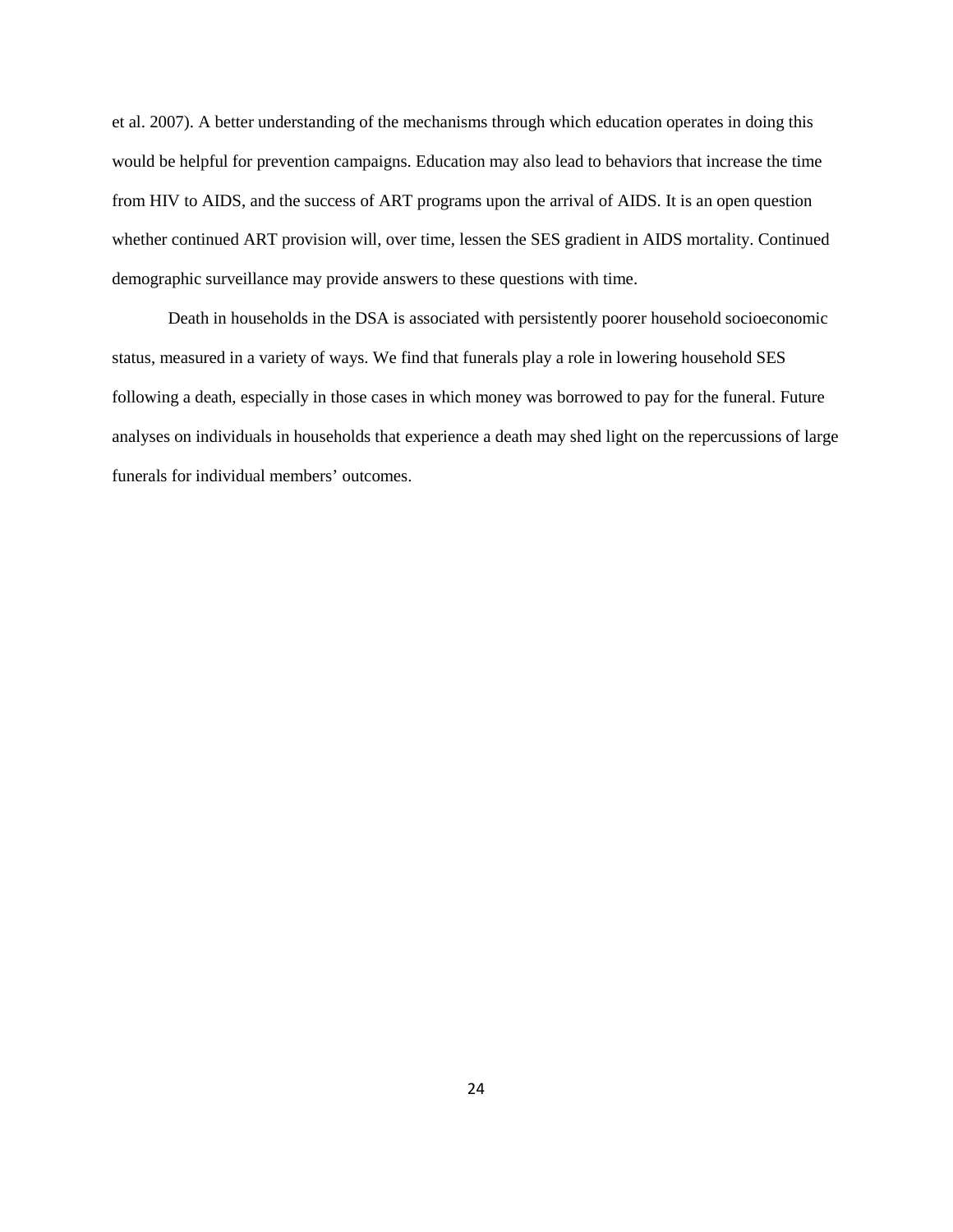et al. 2007). A better understanding of the mechanisms through which education operates in doing this would be helpful for prevention campaigns. Education may also lead to behaviors that increase the time from HIV to AIDS, and the success of ART programs upon the arrival of AIDS. It is an open question whether continued ART provision will, over time, lessen the SES gradient in AIDS mortality. Continued demographic surveillance may provide answers to these questions with time.

Death in households in the DSA is associated with persistently poorer household socioeconomic status, measured in a variety of ways. We find that funerals play a role in lowering household SES following a death, especially in those cases in which money was borrowed to pay for the funeral. Future analyses on individuals in households that experience a death may shed light on the repercussions of large funerals for individual members' outcomes.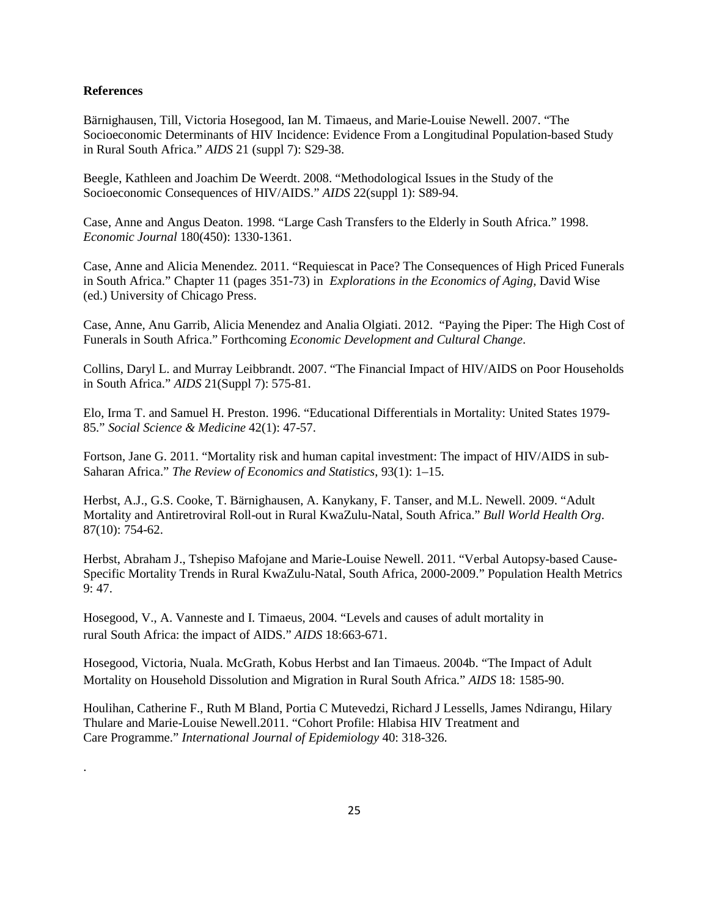**References**

Bärnighausen, Till, Victoria Hosegood, Ian M. Timaeus, and Marie-Louise Newell. 2007. "The Socioeconomic Determinants of HIV Incidence: Evidence From a Longitudinal Population-based Study in Rural South Africa." *AIDS* 21 (suppl 7): S29-38.

Beegle, Kathleen and Joachim De Weerdt. 2008. "Methodological Issues in the Study of the Socioeconomic Consequences of HIV/AIDS." *AIDS* 22(suppl 1): S89-94.

Case, Anne and Angus Deaton. 1998. "Large Cash Transfers to the Elderly in South Africa." 1998. *Economic Journal* 180(450): 1330-1361.

Case, Anne and Alicia Menendez. 2011. "Requiescat in Pace? The Consequences of High Priced Funerals in South Africa." Chapter 11 (pages 351-73) in *Explorations in the Economics of Aging*, David Wise (ed.) University of Chicago Press.

Case, Anne, Anu Garrib, Alicia Menendez and Analia Olgiati. 2012. "Paying the Piper: The High Cost of Funerals in South Africa." Forthcoming *Economic Development and Cultural Change*.

Collins, Daryl L. and Murray Leibbrandt. 2007. "The Financial Impact of HIV/AIDS on Poor Households in South Africa." *AIDS* 21(Suppl 7): 575-81.

Elo, Irma T. and Samuel H. Preston. 1996. "Educational Differentials in Mortality: United States 1979-85." *Social Science & Medicine* 42(1): 47-57.

Fortson, Jane G. 2011. "Mortality risk and human capital investment: The impact of HIV/AIDS in sub-Saharan Africa." *The Review of Economics and Statistics*, 93(1): 1–15.

Herbst, A.J., G.S. Cooke, T. Bärnighausen, A. Kanykany, F. Tanser, and M.L. Newell. 2009. "Adult Mortality and Antiretroviral Roll-out in Rural KwaZulu-Natal, South Africa." *Bull World Health Org*. 87(10): 754-62.

Herbst, Abraham J., Tshepiso Mafojane and Marie-Louise Newell. 2011. "Verbal Autopsy-based Cause-Specific Mortality Trends in Rural KwaZulu-Natal, South Africa, 2000-2009." Population Health Metrics 9: 47.

Hosegood, V., A. Vanneste and I. Timaeus, 2004. "Levels and causes of adult mortality in rural South Africa: the impact of AIDS." *AIDS* 18:663-671.

Hosegood, Victoria, Nuala. McGrath, Kobus Herbst and Ian Timaeus. 2004b. "The Impact of Adult Mortality on Household Dissolution and Migration in Rural South Africa." *AIDS* 18: 1585-90.

Houlihan, Catherine F., Ruth M Bland, Portia C Mutevedzi, Richard J Lessells, James Ndirangu, Hilary Thulare and Marie-Louise Newell.2011. "Cohort Profile: Hlabisa HIV Treatment and Care Programme." *International Journal of Epidemiology* 40: 318-326.

.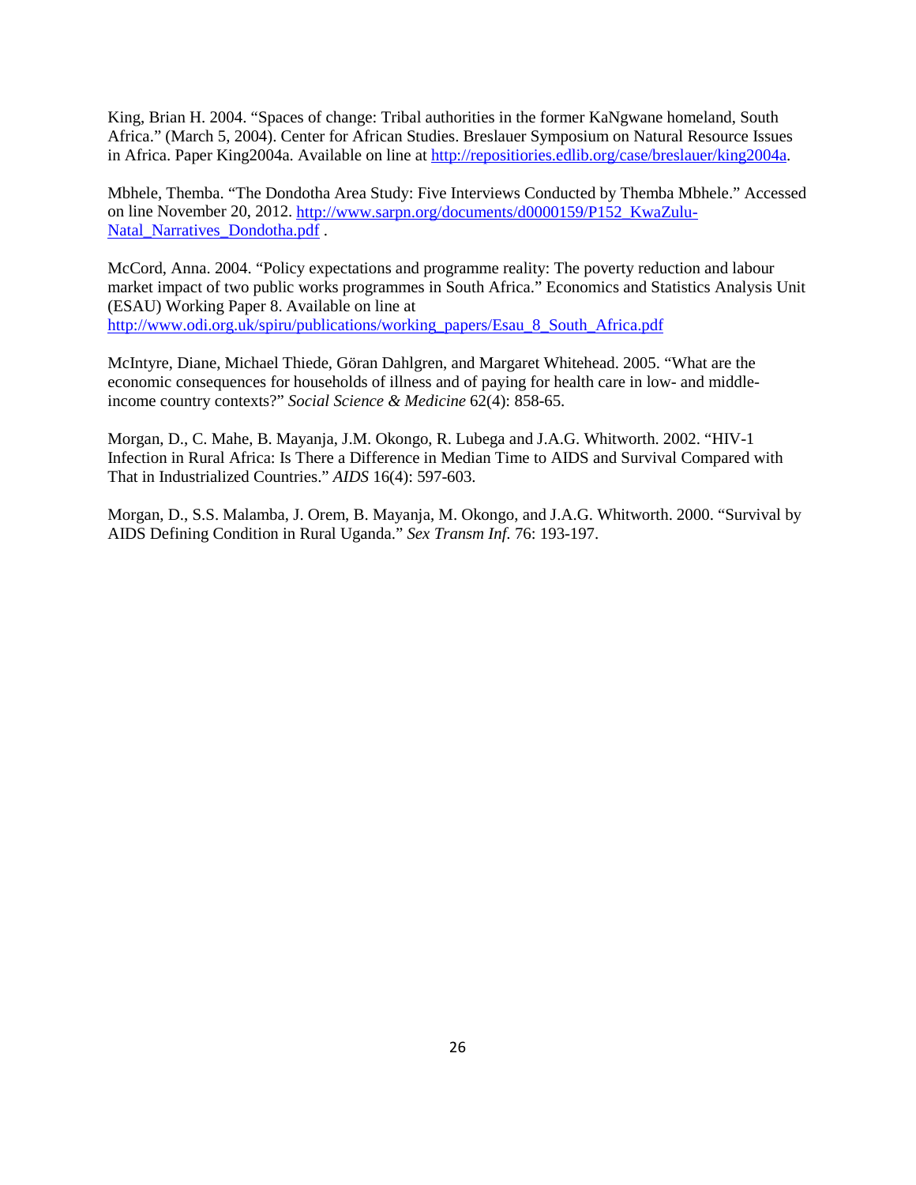King, Brian H. 2004. "Spaces of change: Tribal authorities in the former KaNgwane homeland, South Africa." (March 5, 2004). Center for African Studies. Breslauer Symposium on Natural Resource Issues in Africa. Paper King2004a. Available on line at http://repositiories.edlib.org/case/breslauer/king2004a.

Mbhele, Themba. "The Dondotha Area Study: Five Interviews Conducted by Themba Mbhele." Accessed on line November 20, 2012. http://www.sarpn.org/documents/d0000159/P152_KwaZulu-Natal_Narratives_Dondotha.pdf .

McCord, Anna. 2004. "Policy expectations and programme reality: The poverty reduction and labour market impact of two public works programmes in South Africa." Economics and Statistics Analysis Unit (ESAU) Working Paper 8. Available on line at http://www.odi.org.uk/spiru/publications/working_papers/Esau_8_South_Africa.pdf

McIntyre, Diane, Michael Thiede, Göran Dahlgren, and Margaret Whitehead. 2005. "What are the economic consequences for households of illness and of paying for health care in low- and middle-income country contexts?" *Social Science & Medicine* 62(4): 858-65.

Morgan, D., C. Mahe, B. Mayanja, J.M. Okongo, R. Lubega and J.A.G. Whitworth. 2002. "HIV-1 Infection in Rural Africa: Is There a Difference in Median Time to AIDS and Survival Compared with That in Industrialized Countries." *AIDS* 16(4): 597-603.

Morgan, D., S.S. Malamba, J. Orem, B. Mayanja, M. Okongo, and J.A.G. Whitworth. 2000. "Survival by AIDS Defining Condition in Rural Uganda." *Sex Transm Inf.* 76: 193-197.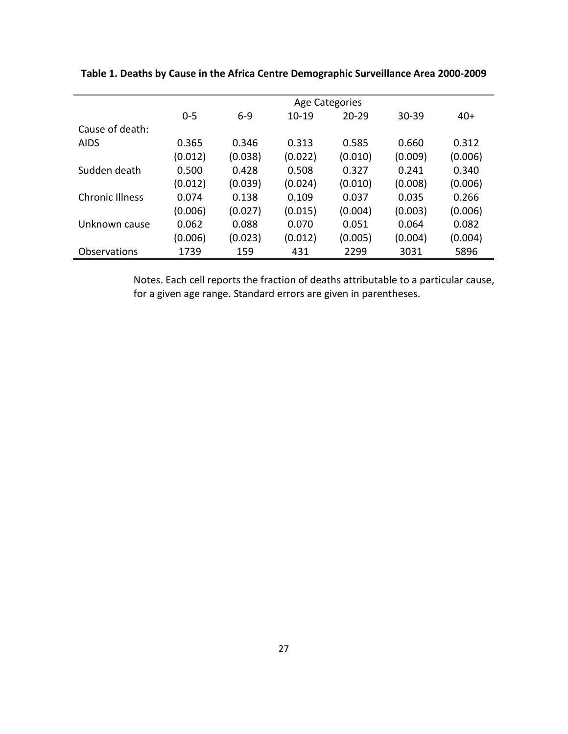**Table 1. Deaths by Cause in the Africa Centre Demographic Surveillance Area 2000-2009**

| | Age Categories | | | | | |
|---|---|---|---|---|---|---|
| | 0-5 | 6-9 | 10-19 | 20-29 | 30-39 | 40+ |
| Cause of death: | | | | | | |
| AIDS | 0.365 | 0.346 | 0.313 | 0.585 | 0.660 | 0.312 |
| | (0.012) | (0.038) | (0.022) | (0.010) | (0.009) | (0.006) |
| Sudden death | 0.500 | 0.428 | 0.508 | 0.327 | 0.241 | 0.340 |
| | (0.012) | (0.039) | (0.024) | (0.010) | (0.008) | (0.006) |
| Chronic Illness | 0.074 | 0.138 | 0.109 | 0.037 | 0.035 | 0.266 |
| | (0.006) | (0.027) | (0.015) | (0.004) | (0.003) | (0.006) |
| Unknown cause | 0.062 | 0.088 | 0.070 | 0.051 | 0.064 | 0.082 |
| | (0.006) | (0.023) | (0.012) | (0.005) | (0.004) | (0.004) |
| Observations | 1739 | 159 | 431 | 2299 | 3031 | 5896 |

Notes. Each cell reports the fraction of deaths attributable to a particular cause, for a given age range. Standard errors are given in parentheses.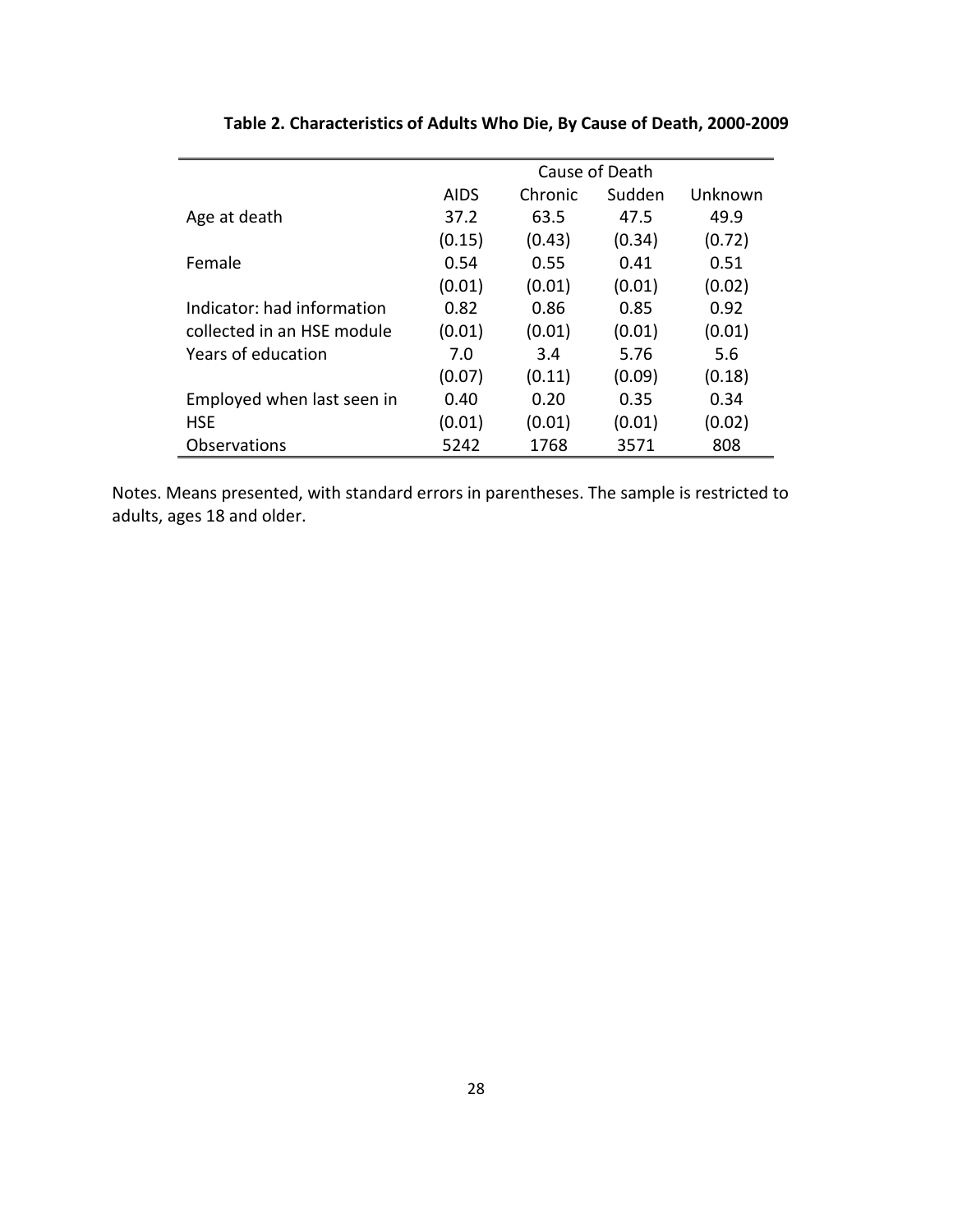**Table 2. Characteristics of Adults Who Die, By Cause of Death, 2000-2009**

| | Cause of Death | | | |
|---|---|---|---|---|
| | AIDS | Chronic | Sudden | Unknown |
| Age at death | 37.2 | 63.5 | 47.5 | 49.9 |
| | (0.15) | (0.43) | (0.34) | (0.72) |
| Female | 0.54 | 0.55 | 0.41 | 0.51 |
| | (0.01) | (0.01) | (0.01) | (0.02) |
| Indicator: had information collected in an HSE module | 0.82 | 0.86 | 0.85 | 0.92 |
| | (0.01) | (0.01) | (0.01) | (0.01) |
| Years of education | 7.0 | 3.4 | 5.76 | 5.6 |
| | (0.07) | (0.11) | (0.09) | (0.18) |
| Employed when last seen in HSE | 0.40 | 0.20 | 0.35 | 0.34 |
| | (0.01) | (0.01) | (0.01) | (0.02) |
| Observations | 5242 | 1768 | 3571 | 808 |

Notes. Means presented, with standard errors in parentheses. The sample is restricted to adults, ages 18 and older.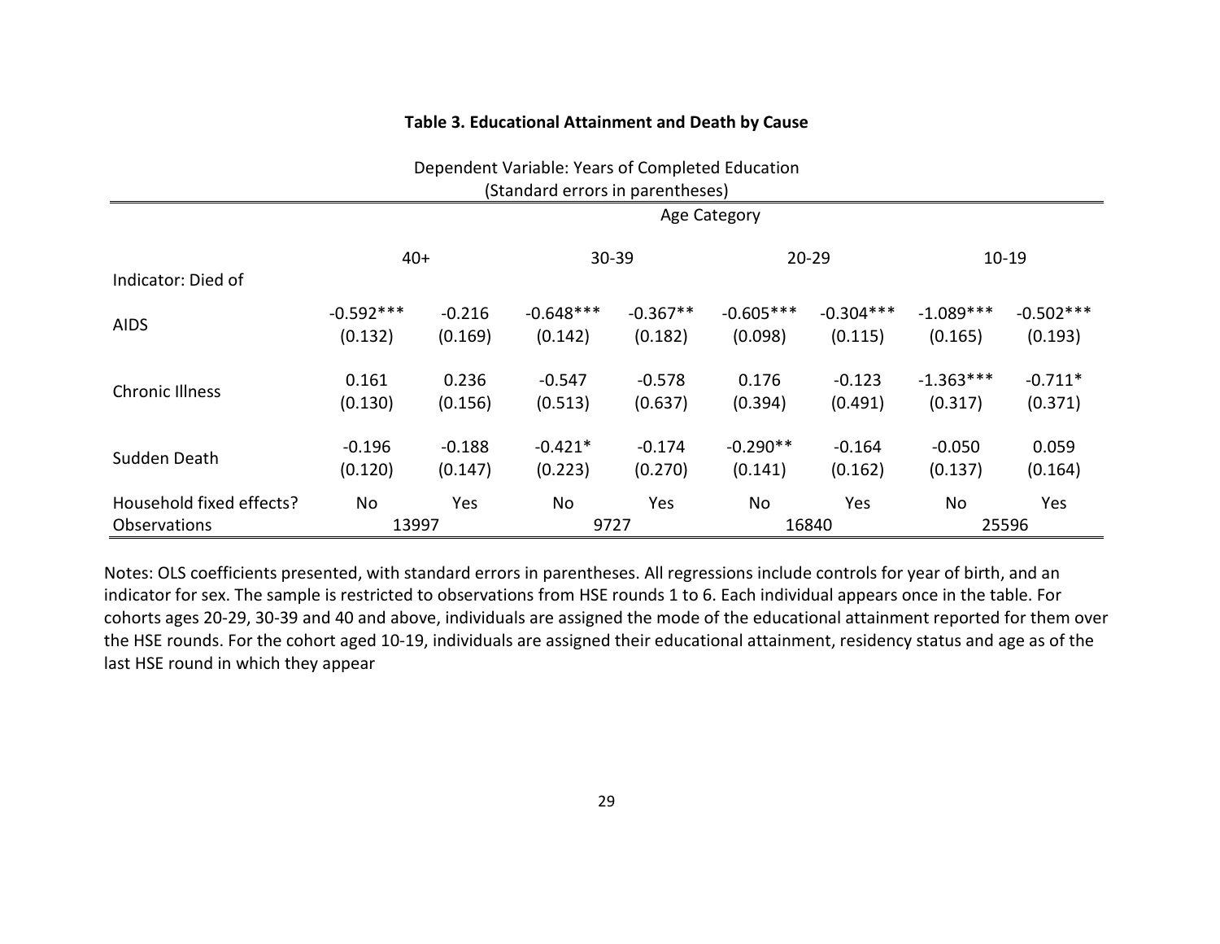**Table 3. Educational Attainment and Death by Cause**

Dependent Variable: Years of Completed Education
(Standard errors in parentheses)

| | Age Category | | | | | | | |
|---|---|---|---|---|---|---|---|---|
| | 40+ | | 30-39 | | 20-29 | | 10-19 | |
| Indicator: Died of | | | | | | | | |
| AIDS | -0.592*** | -0.216 | -0.648*** | -0.367** | -0.605*** | -0.304*** | -1.089*** | -0.502*** |
| | (0.132) | (0.169) | (0.142) | (0.182) | (0.098) | (0.115) | (0.165) | (0.193) |
| Chronic Illness | 0.161 | 0.236 | -0.547 | -0.578 | 0.176 | -0.123 | -1.363*** | -0.711* |
| | (0.130) | (0.156) | (0.513) | (0.637) | (0.394) | (0.491) | (0.317) | (0.371) |
| Sudden Death | -0.196 | -0.188 | -0.421* | -0.174 | -0.290** | -0.164 | -0.050 | 0.059 |
| | (0.120) | (0.147) | (0.223) | (0.270) | (0.141) | (0.162) | (0.137) | (0.164) |
| Household fixed effects? | No | Yes | No | Yes | No | Yes | No | Yes |
| Observations | 13997 | | 9727 | | 16840 | | 25596 | |

Notes: OLS coefficients presented, with standard errors in parentheses. All regressions include controls for year of birth, and an indicator for sex. The sample is restricted to observations from HSE rounds 1 to 6. Each individual appears once in the table. For cohorts ages 20-29, 30-39 and 40 and above, individuals are assigned the mode of the educational attainment reported for them over the HSE rounds. For the cohort aged 10-19, individuals are assigned their educational attainment, residency status and age as of the last HSE round in which they appear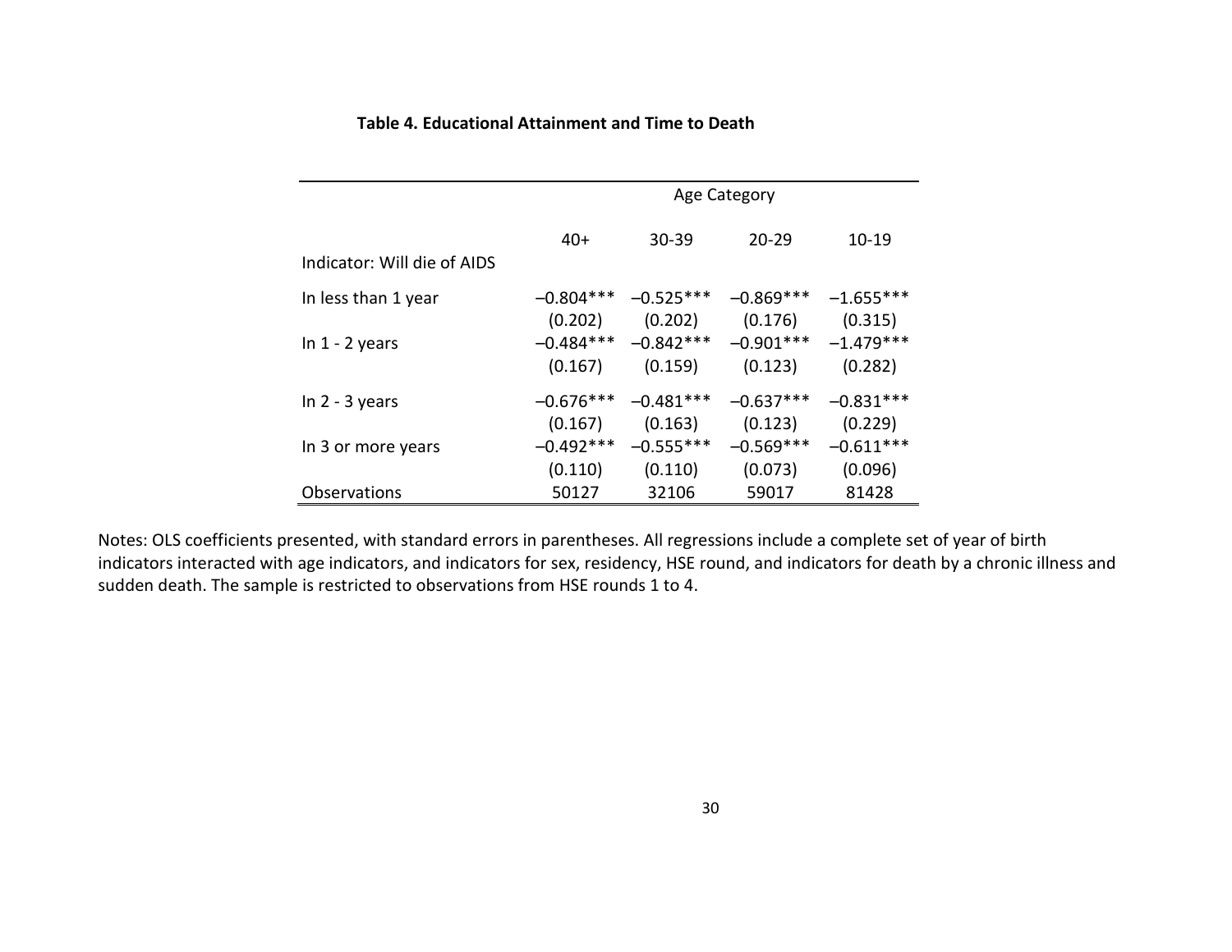**Table 4. Educational Attainment and Time to Death**

| | Age Category | | | |
|---|---|---|---|---|
| | 40+ | 30-39 | 20-29 | 10-19 |
| Indicator: Will die of AIDS | | | | |
| In less than 1 year | –0.804*** | –0.525*** | –0.869*** | –1.655*** |
| | (0.202) | (0.202) | (0.176) | (0.315) |
| In 1 - 2 years | –0.484*** | –0.842*** | –0.901*** | –1.479*** |
| | (0.167) | (0.159) | (0.123) | (0.282) |
| In 2 - 3 years | –0.676*** | –0.481*** | –0.637*** | –0.831*** |
| | (0.167) | (0.163) | (0.123) | (0.229) |
| In 3 or more years | –0.492*** | –0.555*** | –0.569*** | –0.611*** |
| | (0.110) | (0.110) | (0.073) | (0.096) |
| Observations | 50127 | 32106 | 59017 | 81428 |

Notes: OLS coefficients presented, with standard errors in parentheses. All regressions include a complete set of year of birth indicators interacted with age indicators, and indicators for sex, residency, HSE round, and indicators for death by a chronic illness and sudden death. The sample is restricted to observations from HSE rounds 1 to 4.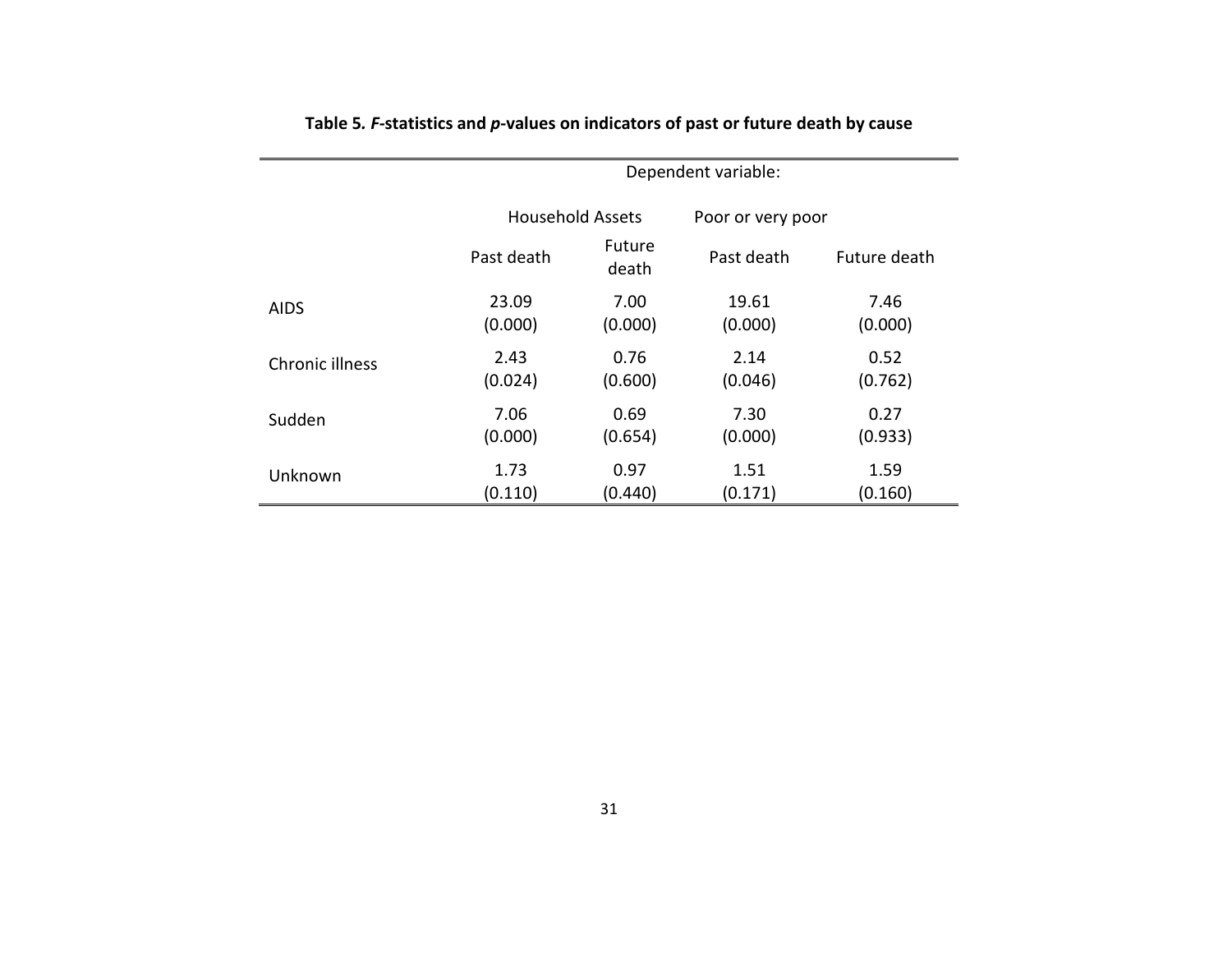**Table 5. *F*-statistics and *p*-values on indicators of past or future death by cause**

| | Dependent variable: | | | |
|---|---|---|---|---|
| | Household Assets | | Poor or very poor | |
| | Past death | Future death | Past death | Future death |
| AIDS | 23.09<br>(0.000) | 7.00<br>(0.000) | 19.61<br>(0.000) | 7.46<br>(0.000) |
| Chronic illness | 2.43<br>(0.024) | 0.76<br>(0.600) | 2.14<br>(0.046) | 0.52<br>(0.762) |
| Sudden | 7.06<br>(0.000) | 0.69<br>(0.654) | 7.30<br>(0.000) | 0.27<br>(0.933) |
| Unknown | 1.73<br>(0.110) | 0.97<br>(0.440) | 1.51<br>(0.171) | 1.59<br>(0.160) |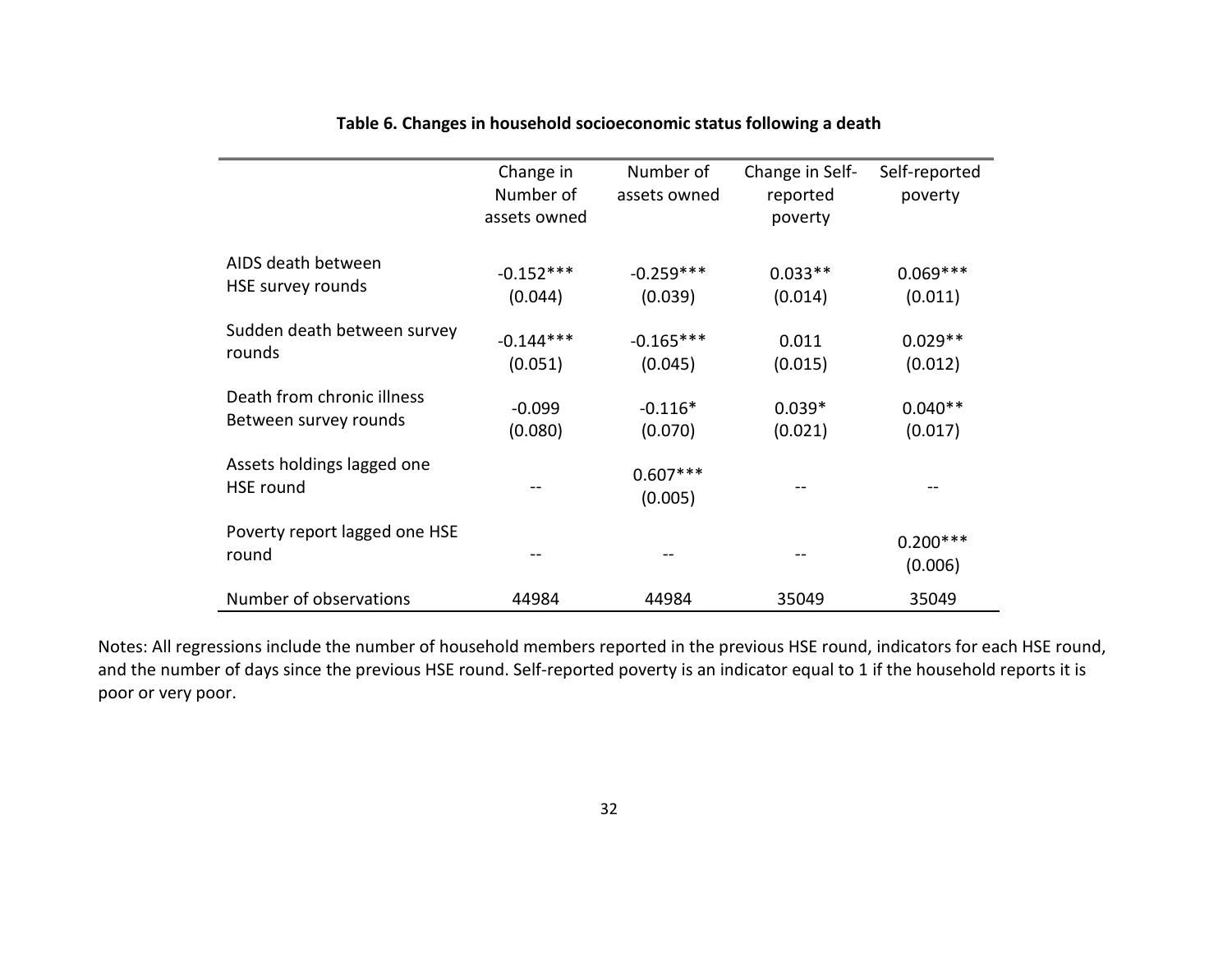**Table 6. Changes in household socioeconomic status following a death**

| | Change in Number of assets owned | Number of assets owned | Change in Self-reported poverty | Self-reported poverty |
|---|---|---|---|---|
| AIDS death between HSE survey rounds | -0.152***<br>(0.044) | -0.259***<br>(0.039) | 0.033**<br>(0.014) | 0.069***<br>(0.011) |
| Sudden death between survey rounds | -0.144***<br>(0.051) | -0.165***<br>(0.045) | 0.011<br>(0.015) | 0.029**<br>(0.012) |
| Death from chronic illness Between survey rounds | -0.099<br>(0.080) | -0.116*<br>(0.070) | 0.039*<br>(0.021) | 0.040**<br>(0.017) |
| Assets holdings lagged one HSE round | -- | 0.607***<br>(0.005) | -- | -- |
| Poverty report lagged one HSE round | -- | -- | -- | 0.200***<br>(0.006) |
| Number of observations | 44984 | 44984 | 35049 | 35049 |

Notes: All regressions include the number of household members reported in the previous HSE round, indicators for each HSE round, and the number of days since the previous HSE round. Self-reported poverty is an indicator equal to 1 if the household reports it is poor or very poor.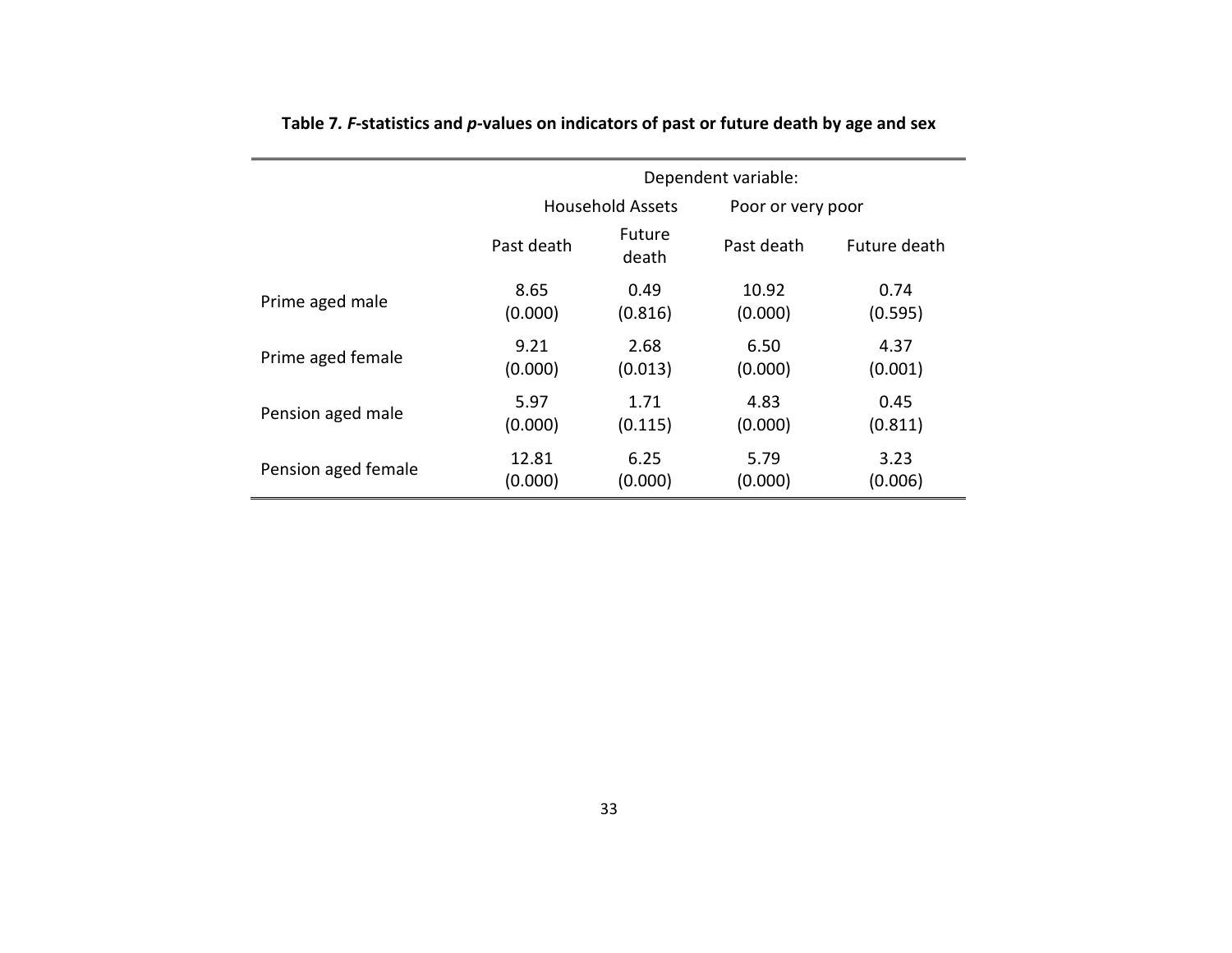**Table 7. $F$-statistics and $p$-values on indicators of past or future death by age and sex**

| | Dependent variable: | | | |
|---|---|---|---|---|
| | Household Assets | | Poor or very poor | |
| | Past death | Future death | Past death | Future death |
| Prime aged male | 8.65<br>(0.000) | 0.49<br>(0.816) | 10.92<br>(0.000) | 0.74<br>(0.595) |
| Prime aged female | 9.21<br>(0.000) | 2.68<br>(0.013) | 6.50<br>(0.000) | 4.37<br>(0.001) |
| Pension aged male | 5.97<br>(0.000) | 1.71<br>(0.115) | 4.83<br>(0.000) | 0.45<br>(0.811) |
| Pension aged female | 12.81<br>(0.000) | 6.25<br>(0.000) | 5.79<br>(0.000) | 3.23<br>(0.006) |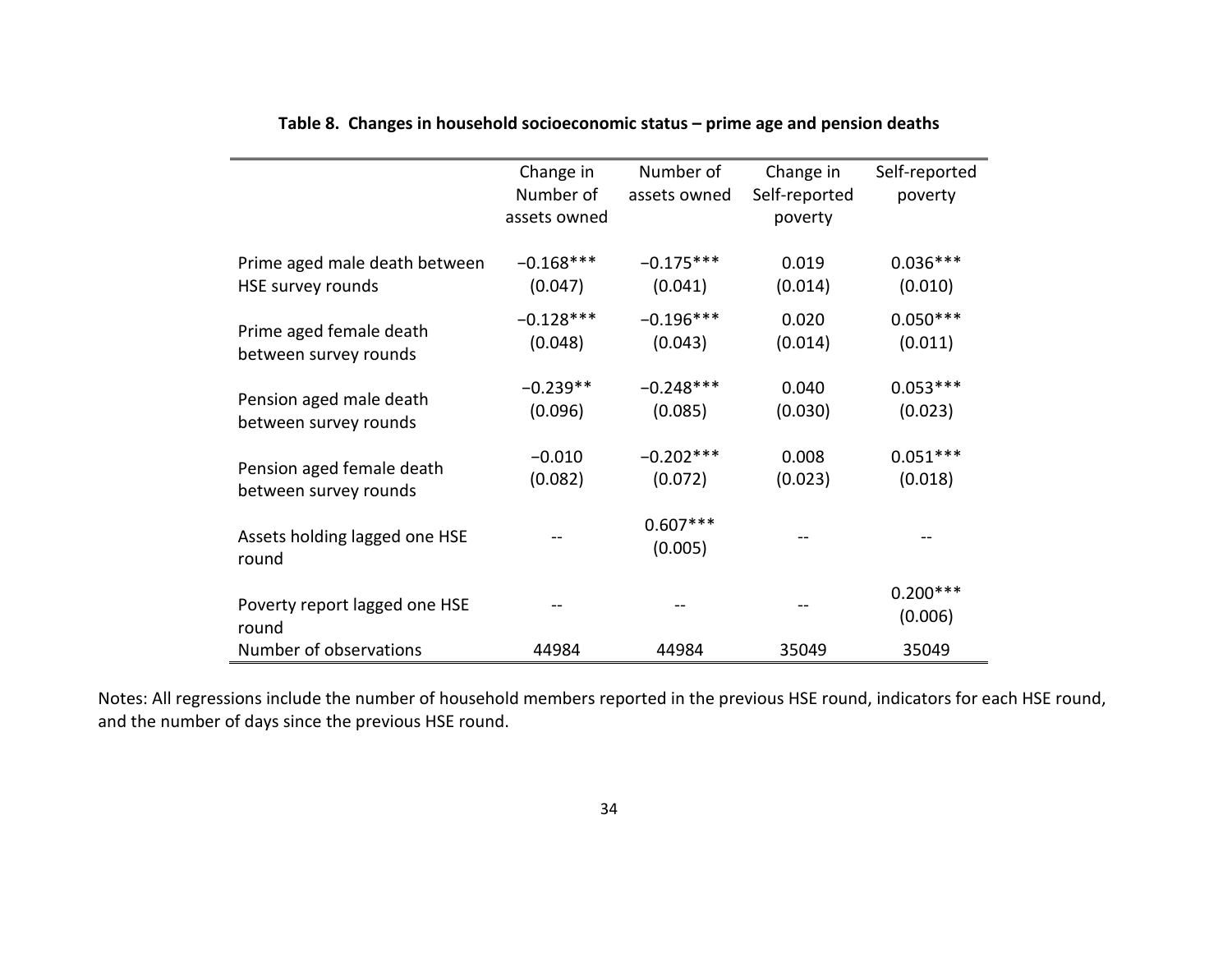**Table 8. Changes in household socioeconomic status – prime age and pension deaths**

| | Change in Number of assets owned | Number of assets owned | Change in Self-reported poverty | Self-reported poverty |
|---|---|---|---|---|
| Prime aged male death between HSE survey rounds | −0.168***<br>(0.047) | −0.175***<br>(0.041) | 0.019<br>(0.014) | 0.036***<br>(0.010) |
| Prime aged female death between survey rounds | −0.128***<br>(0.048) | −0.196***<br>(0.043) | 0.020<br>(0.014) | 0.050***<br>(0.011) |
| Pension aged male death between survey rounds | −0.239**<br>(0.096) | −0.248***<br>(0.085) | 0.040<br>(0.030) | 0.053***<br>(0.023) |
| Pension aged female death between survey rounds | −0.010<br>(0.082) | −0.202***<br>(0.072) | 0.008<br>(0.023) | 0.051***<br>(0.018) |
| Assets holding lagged one HSE round | -- | 0.607***<br>(0.005) | -- | -- |
| Poverty report lagged one HSE round | -- | -- | -- | 0.200***<br>(0.006) |
| Number of observations | 44984 | 44984 | 35049 | 35049 |

Notes: All regressions include the number of household members reported in the previous HSE round, indicators for each HSE round, and the number of days since the previous HSE round.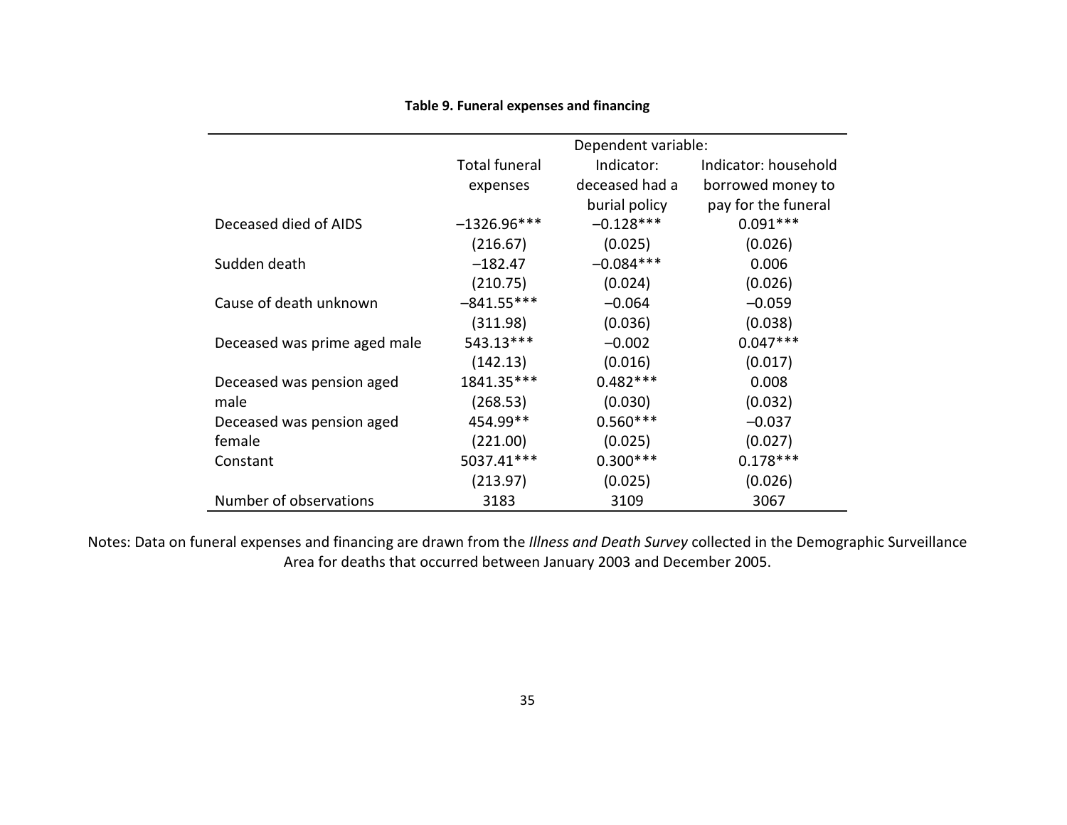**Table 9. Funeral expenses and financing**

| | Dependent variable: | | |
|---|---|---|---|
| | Total funeral expenses | Indicator: deceased had a burial policy | Indicator: household borrowed money to pay for the funeral |
| Deceased died of AIDS | –1326.96*** | –0.128*** | 0.091*** |
| | (216.67) | (0.025) | (0.026) |
| Sudden death | –182.47 | –0.084*** | 0.006 |
| | (210.75) | (0.024) | (0.026) |
| Cause of death unknown | –841.55*** | –0.064 | –0.059 |
| | (311.98) | (0.036) | (0.038) |
| Deceased was prime aged male | 543.13*** | –0.002 | 0.047*** |
| | (142.13) | (0.016) | (0.017) |
| Deceased was pension aged male | 1841.35*** | 0.482*** | 0.008 |
| | (268.53) | (0.030) | (0.032) |
| Deceased was pension aged female | 454.99** | 0.560*** | –0.037 |
| | (221.00) | (0.025) | (0.027) |
| Constant | 5037.41*** | 0.300*** | 0.178*** |
| | (213.97) | (0.025) | (0.026) |
| Number of observations | 3183 | 3109 | 3067 |

Notes: Data on funeral expenses and financing are drawn from the *Illness and Death Survey* collected in the Demographic Surveillance Area for deaths that occurred between January 2003 and December 2005.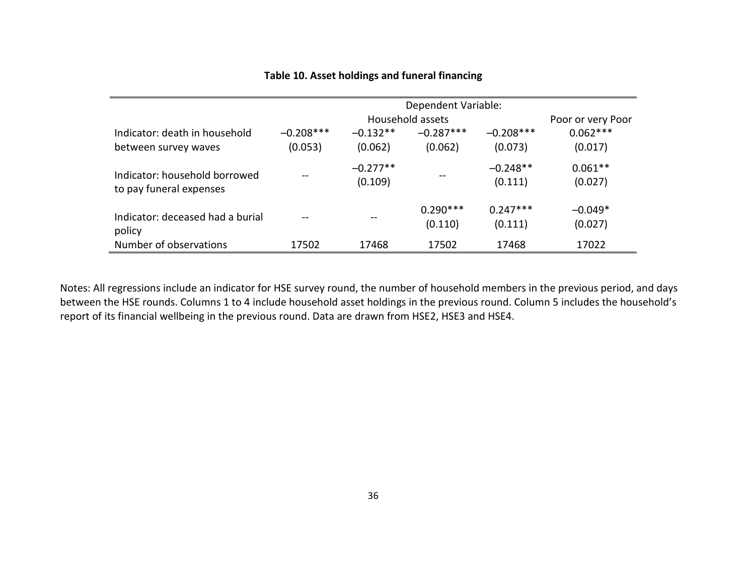**Table 10. Asset holdings and funeral financing**

| | Dependent Variable: | | | | |
|---|---|---|---|---|---|
| | Household assets | | | | Poor or very Poor |
| Indicator: death in household between survey waves | –0.208***<br>(0.053) | –0.132**<br>(0.062) | –0.287***<br>(0.062) | –0.208***<br>(0.073) | 0.062***<br>(0.017) |
| Indicator: household borrowed to pay funeral expenses | -- | –0.277**<br>(0.109) | -- | –0.248**<br>(0.111) | 0.061**<br>(0.027) |
| Indicator: deceased had a burial policy | -- | -- | 0.290***<br>(0.110) | 0.247***<br>(0.111) | –0.049*<br>(0.027) |
| Number of observations | 17502 | 17468 | 17502 | 17468 | 17022 |

Notes: All regressions include an indicator for HSE survey round, the number of household members in the previous period, and days between the HSE rounds. Columns 1 to 4 include household asset holdings in the previous round. Column 5 includes the household's report of its financial wellbeing in the previous round. Data are drawn from HSE2, HSE3 and HSE4.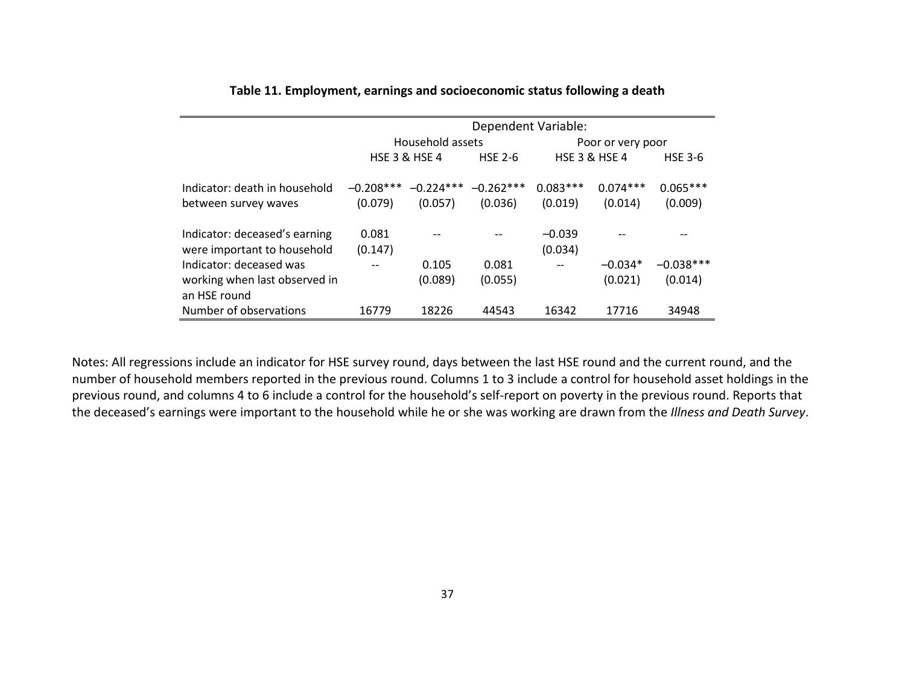**Table 11. Employment, earnings and socioeconomic status following a death**

| | Dependent Variable: | | | | | |
|---|---|---|---|---|---|---|
| | Household assets | | | Poor or very poor | | |
| | HSE 3 & HSE 4 | | HSE 2-6 | HSE 3 & HSE 4 | | HSE 3-6 |
| Indicator: death in household between survey waves | –0.208*** (0.079) | –0.224*** (0.057) | –0.262*** (0.036) | 0.083*** (0.019) | 0.074*** (0.014) | 0.065*** (0.009) |
| Indicator: deceased's earning were important to household | 0.081 (0.147) | -- | -- | –0.039 (0.034) | -- | -- |
| Indicator: deceased was working when last observed in an HSE round | -- | 0.105 (0.089) | 0.081 (0.055) | -- | –0.034* (0.021) | –0.038*** (0.014) |
| Number of observations | 16779 | 18226 | 44543 | 16342 | 17716 | 34948 |

Notes: All regressions include an indicator for HSE survey round, days between the last HSE round and the current round, and the number of household members reported in the previous round. Columns 1 to 3 include a control for household asset holdings in the previous round, and columns 4 to 6 include a control for the household's self-report on poverty in the previous round. Reports that the deceased's earnings were important to the household while he or she was working are drawn from the *Illness and Death Survey*.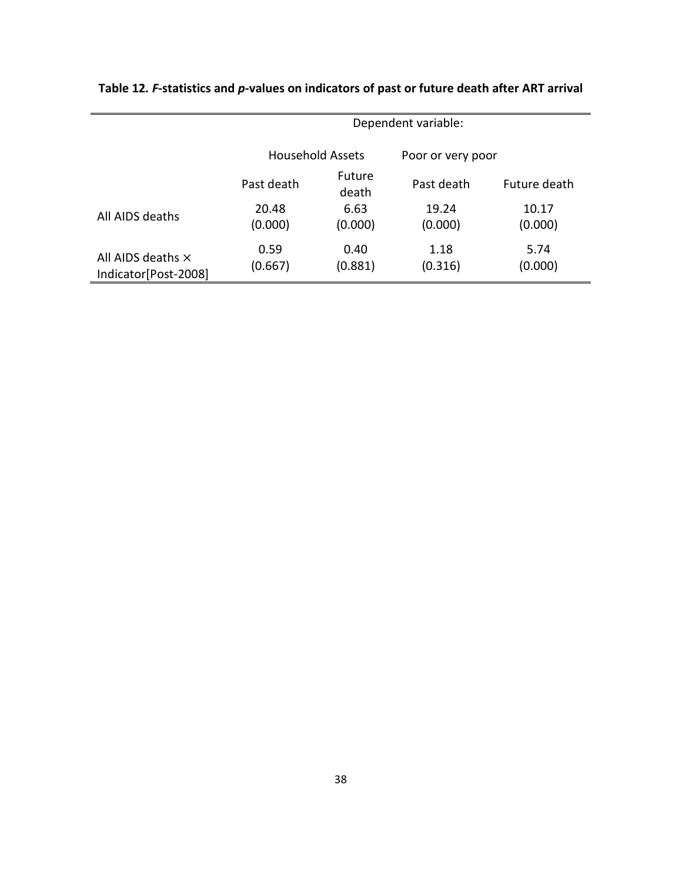**Table 12. *F*-statistics and *p*-values on indicators of past or future death after ART arrival**

| | Dependent variable: | | | |
|---|---|---|---|---|
| | Household Assets | | Poor or very poor | |
| | Past death | Future death | Past death | Future death |
| All AIDS deaths | 20.48<br>(0.000) | 6.63<br>(0.000) | 19.24<br>(0.000) | 10.17<br>(0.000) |
| All AIDS deaths × Indicator[Post-2008] | 0.59<br>(0.667) | 0.40<br>(0.881) | 1.18<br>(0.316) | 5.74<br>(0.000) |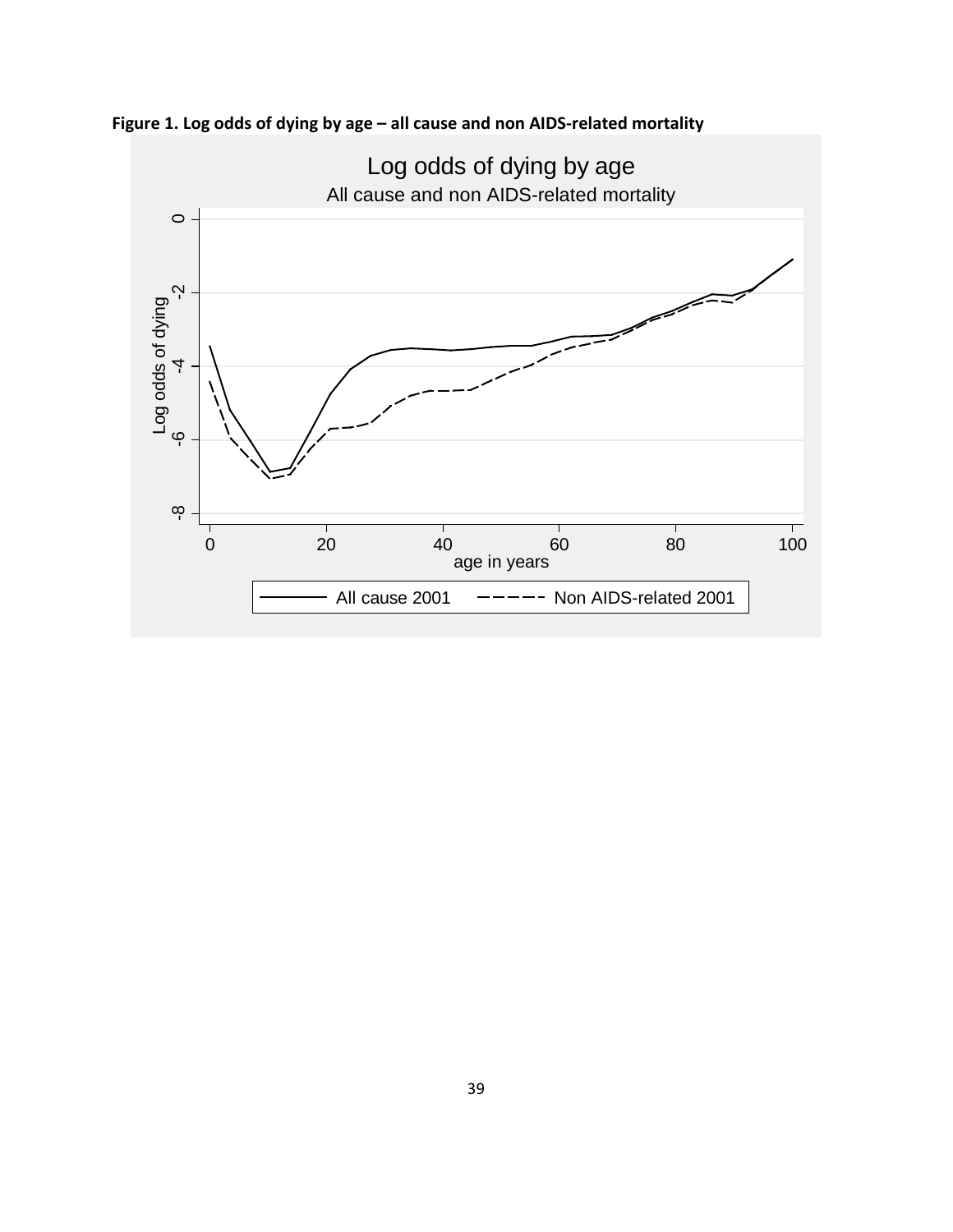**Figure 1. Log odds of dying by age – all cause and non AIDS-related mortality**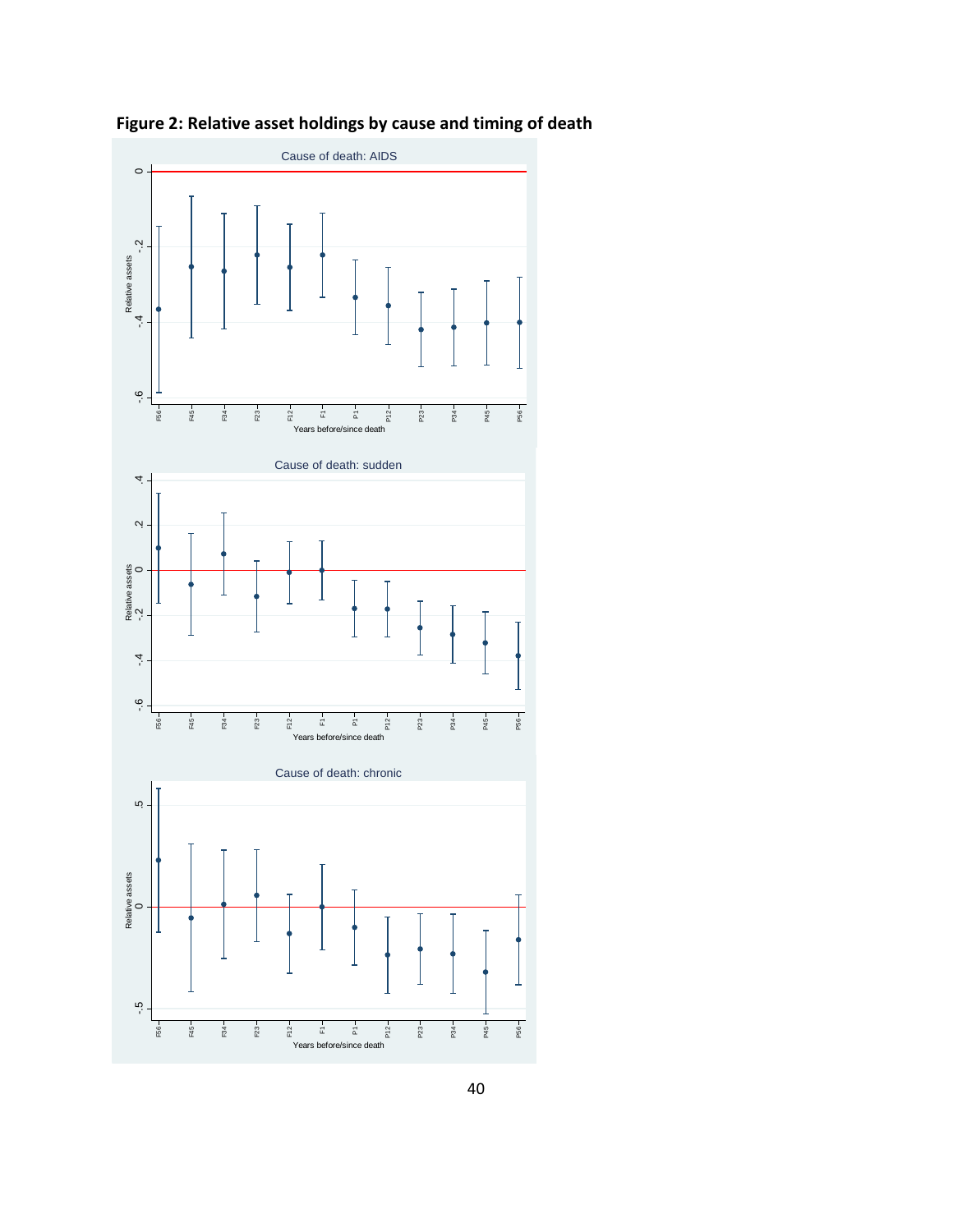**Figure 2: Relative asset holdings by cause and timing of death**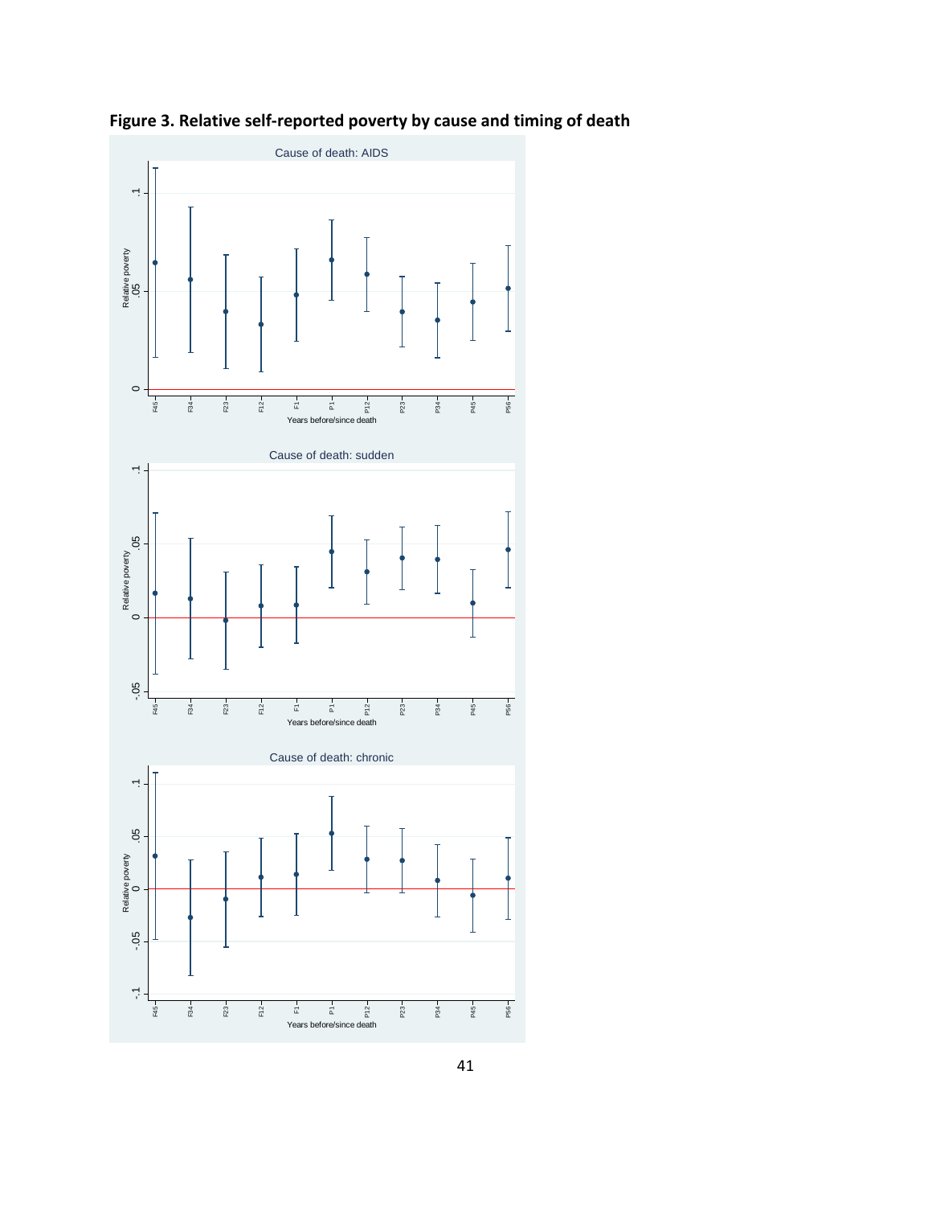**Figure 3. Relative self-reported poverty by cause and timing of death**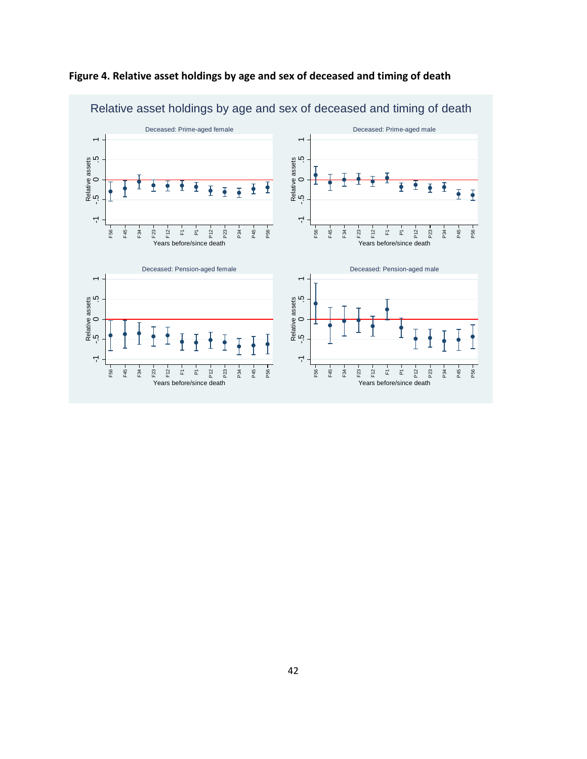**Figure 4. Relative asset holdings by age and sex of deceased and timing of death**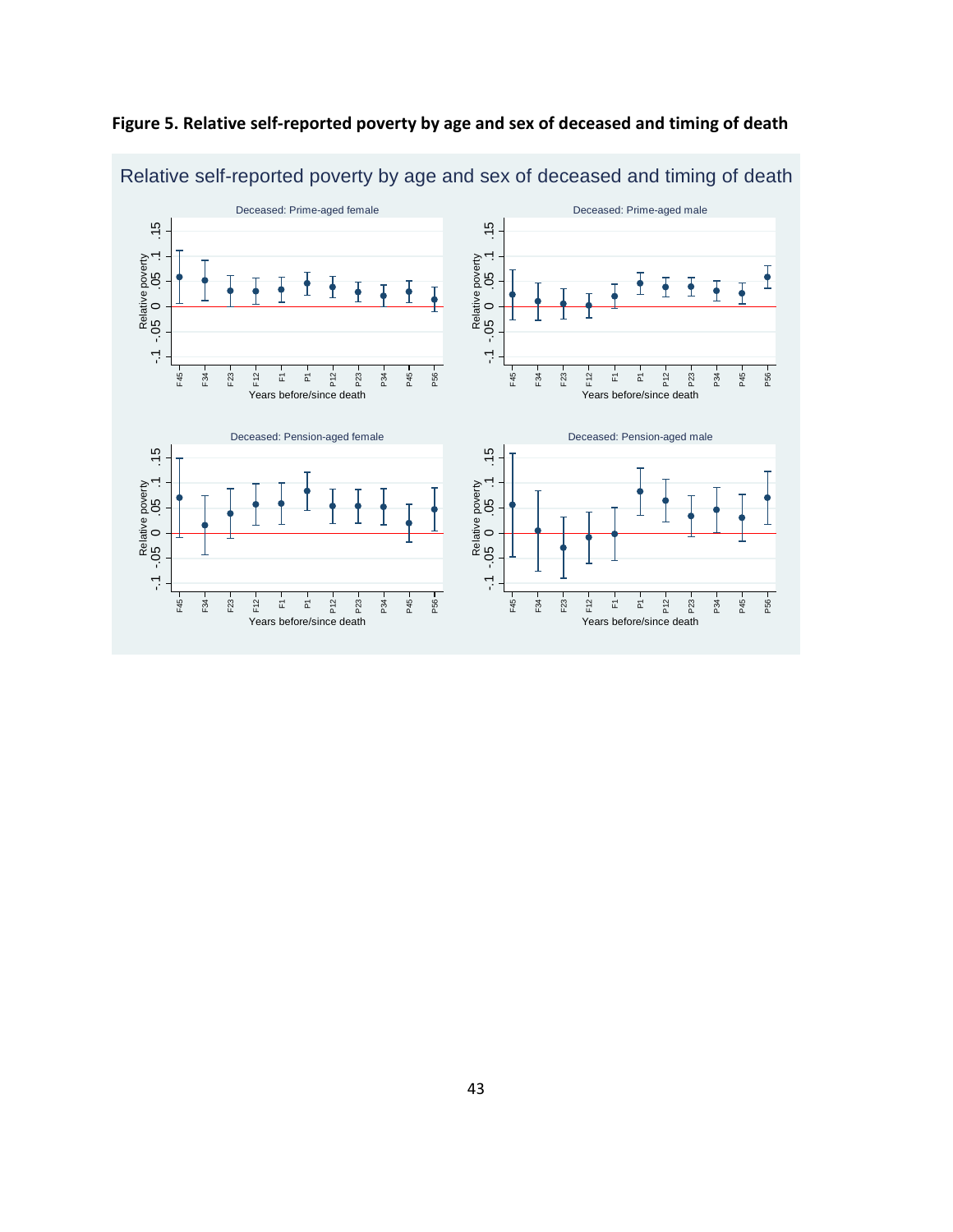**Figure 5. Relative self-reported poverty by age and sex of deceased and timing of death**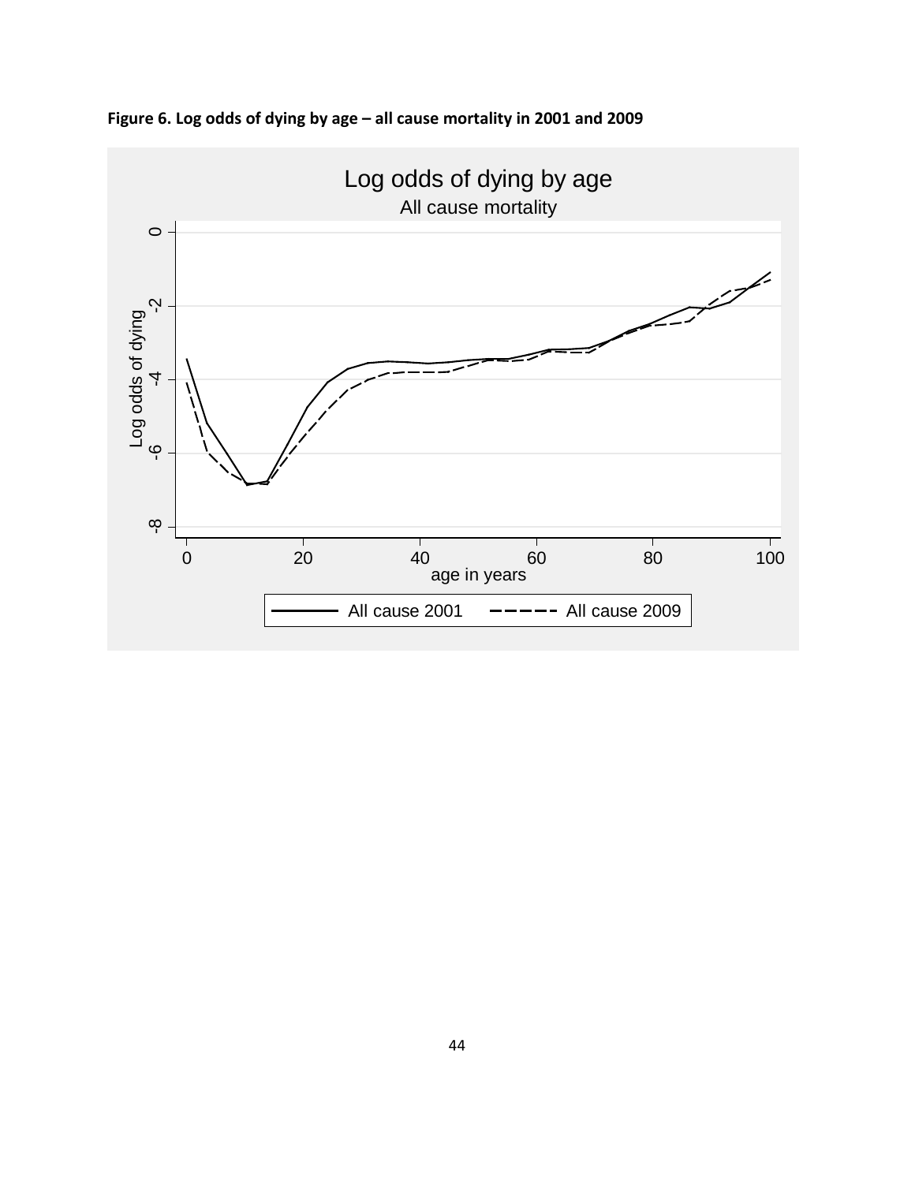**Figure 6. Log odds of dying by age – all cause mortality in 2001 and 2009**

Log odds of dying by age

All cause mortality

Log odds of dying

age in years

All cause 2001 &nbsp;&nbsp; All cause 2009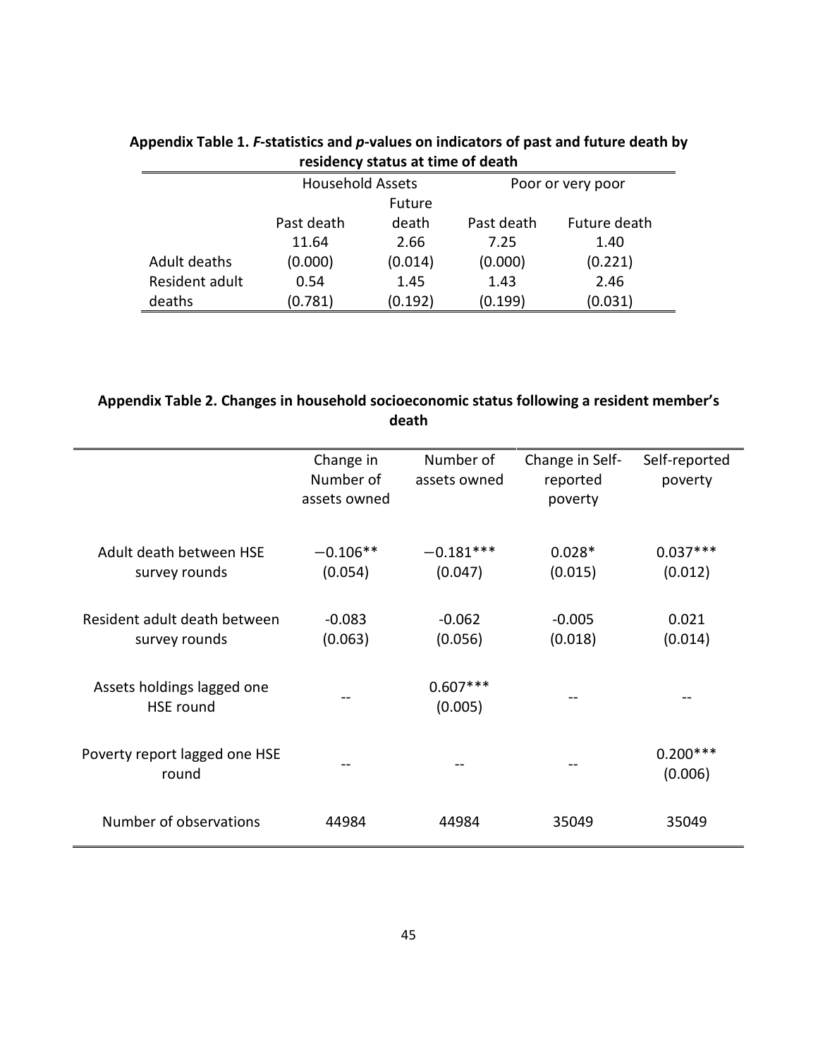**Appendix Table 1.** ***F*****-statistics and** ***p*****-values on indicators of past and future death by residency status at time of death**

| | Household Assets | | Poor or very poor | |
|---|---|---|---|---|
| | Past death | Future death | Past death | Future death |
| Adult deaths | 11.64<br>(0.000) | 2.66<br>(0.014) | 7.25<br>(0.000) | 1.40<br>(0.221) |
| Resident adult deaths | 0.54<br>(0.781) | 1.45<br>(0.192) | 1.43<br>(0.199) | 2.46<br>(0.031) |

**Appendix Table 2. Changes in household socioeconomic status following a resident member's death**

| | Change in Number of assets owned | Number of assets owned | Change in Self-reported poverty | Self-reported poverty |
|---|---|---|---|---|
| Adult death between HSE survey rounds | −0.106**<br>(0.054) | −0.181***<br>(0.047) | 0.028*<br>(0.015) | 0.037***<br>(0.012) |
| Resident adult death between survey rounds | -0.083<br>(0.063) | -0.062<br>(0.056) | -0.005<br>(0.018) | 0.021<br>(0.014) |
| Assets holdings lagged one HSE round | -- | 0.607***<br>(0.005) | -- | -- |
| Poverty report lagged one HSE round | -- | -- | -- | 0.200***<br>(0.006) |
| Number of observations | 44984 | 44984 | 35049 | 35049 |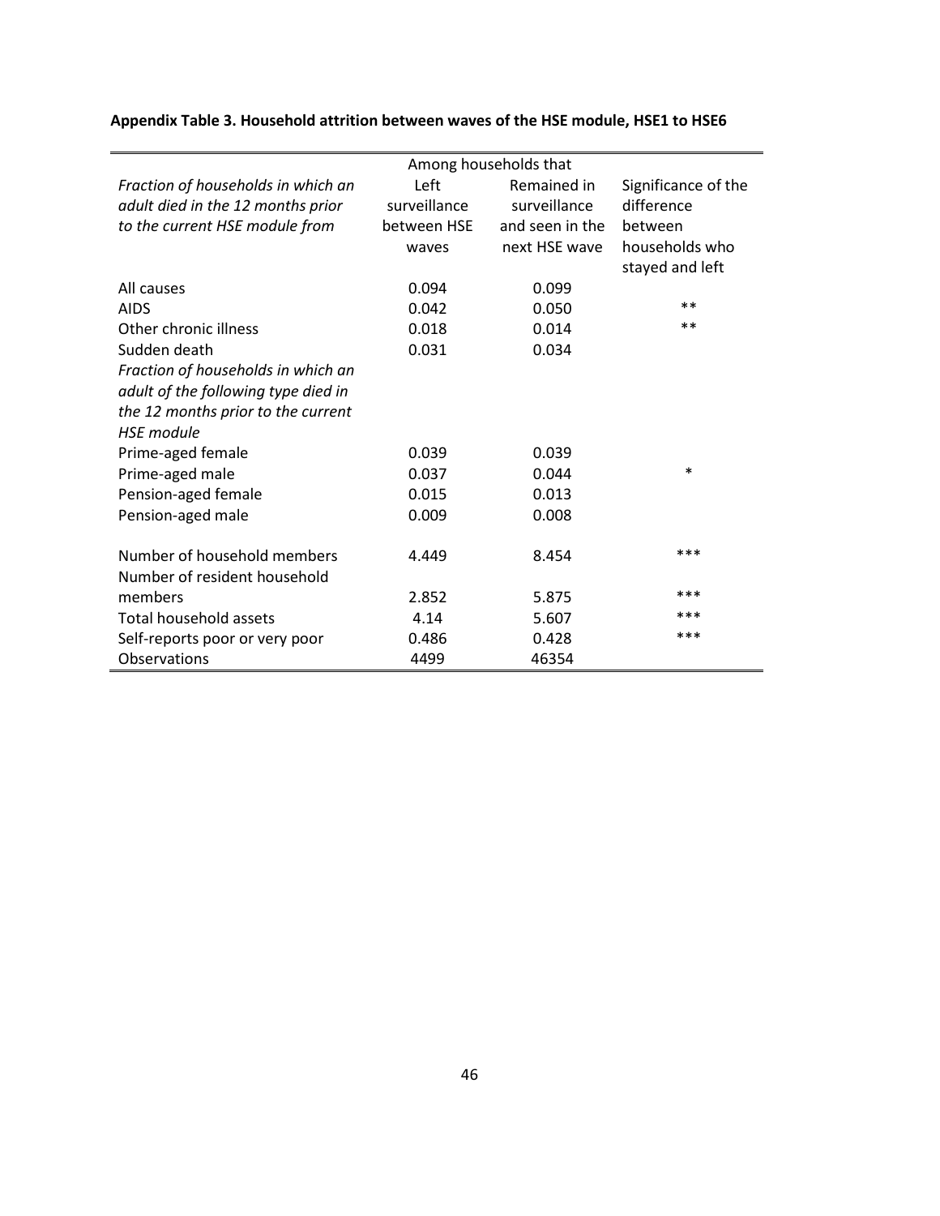**Appendix Table 3. Household attrition between waves of the HSE module, HSE1 to HSE6**

| | Among households that | | |
|---|---|---|---|
| *Fraction of households in which an adult died in the 12 months prior to the current HSE module from* | Left surveillance between HSE waves | Remained in surveillance and seen in the next HSE wave | Significance of the difference between households who stayed and left |
| All causes | 0.094 | 0.099 | |
| AIDS | 0.042 | 0.050 | ** |
| Other chronic illness | 0.018 | 0.014 | ** |
| Sudden death | 0.031 | 0.034 | |
| *Fraction of households in which an adult of the following type died in the 12 months prior to the current HSE module* | | | |
| Prime-aged female | 0.039 | 0.039 | |
| Prime-aged male | 0.037 | 0.044 | * |
| Pension-aged female | 0.015 | 0.013 | |
| Pension-aged male | 0.009 | 0.008 | |
| Number of household members | 4.449 | 8.454 | *** |
| Number of resident household members | 2.852 | 5.875 | *** |
| Total household assets | 4.14 | 5.607 | *** |
| Self-reports poor or very poor | 0.486 | 0.428 | *** |
| Observations | 4499 | 46354 | |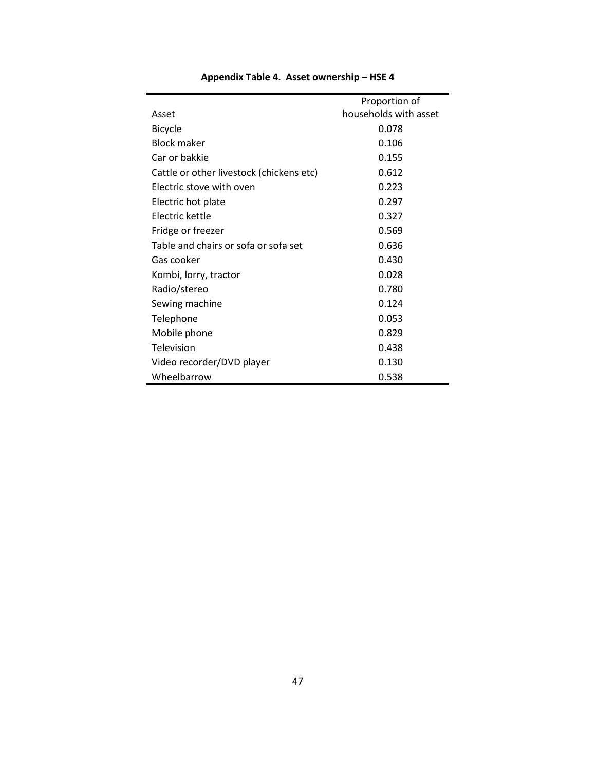**Appendix Table 4. Asset ownership – HSE 4**

| Asset | Proportion of households with asset |
|---|---|
| Bicycle | 0.078 |
| Block maker | 0.106 |
| Car or bakkie | 0.155 |
| Cattle or other livestock (chickens etc) | 0.612 |
| Electric stove with oven | 0.223 |
| Electric hot plate | 0.297 |
| Electric kettle | 0.327 |
| Fridge or freezer | 0.569 |
| Table and chairs or sofa or sofa set | 0.636 |
| Gas cooker | 0.430 |
| Kombi, lorry, tractor | 0.028 |
| Radio/stereo | 0.780 |
| Sewing machine | 0.124 |
| Telephone | 0.053 |
| Mobile phone | 0.829 |
| Television | 0.438 |
| Video recorder/DVD player | 0.130 |
| Wheelbarrow | 0.538 |